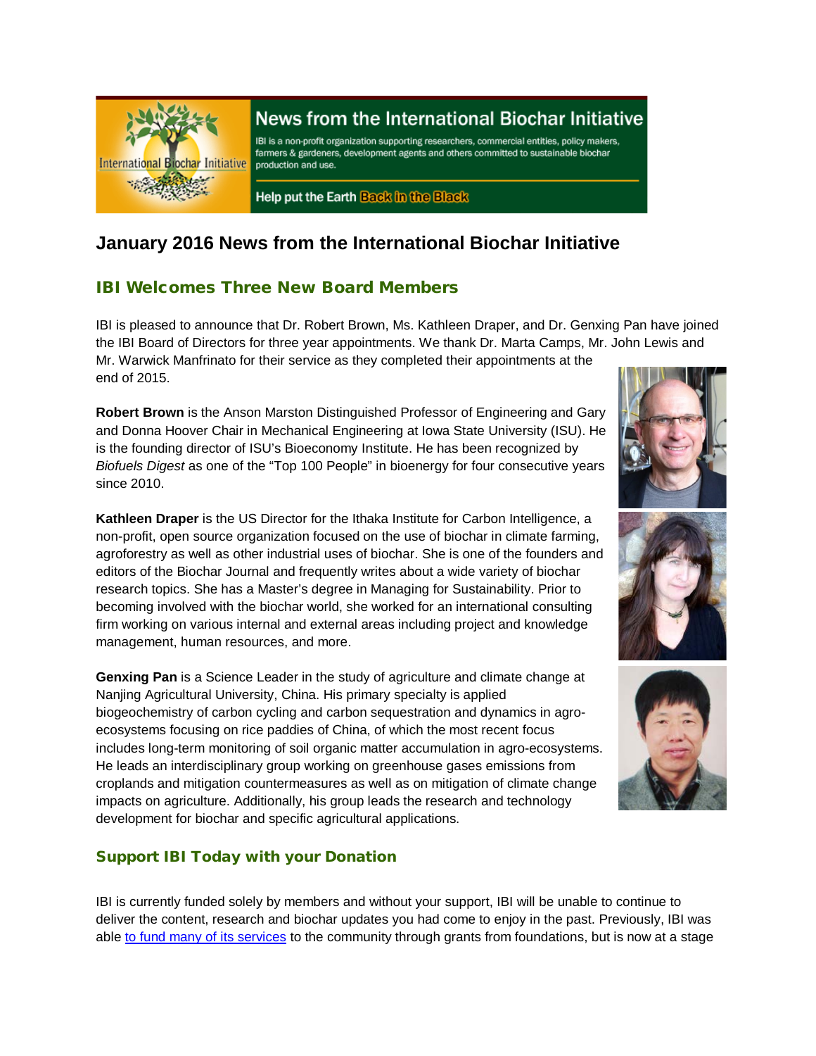News from the International Biochar Initiative

IBI is a non-profit organization supporting researchers, commercial entities, policy makers, farmers & gardeners, development agents and others committed to sustainable biochar production and use.

Help put the Earth Back in the Black

# January 2016 News from the International Biochar Initiative

## IBI Welcomes Three New Board Members

IBI is pleased to announce that Dr. Robert Brown, Ms. Kathleen Draper, and Dr. Genxing Pan have joined the IBI Board of Directors for three year appointments. We thank Dr. Marta Camps, Mr. John Lewis and Mr. Warwick Manfrinato for their service as they completed their appointments at the end of 2015.

**Robert Brown** is the Anson Marston Distinguished Professor of Engineering and Gary and Donna Hoover Chair in Mechanical Engineering at Iowa State University (ISU). He is the founding director of ISU's Bioeconomy Institute. He has been recognized by *Biofuels Digest* as one of the "Top 100 People" in bioenergy for four consecutive years since 2010.

**Kathleen Draper** is the US Director for the Ithaka Institute for Carbon Intelligence, a non-profit, open source organization focused on the use of biochar in climate farming, agroforestry as well as other industrial uses of biochar. She is one of the founders and editors of the Biochar Journal and frequently writes about a wide variety of biochar research topics. She has a Master's degree in Managing for Sustainability. Prior to becoming involved with the biochar world, she worked for an international consulting firm working on various internal and external areas including project and knowledge management, human resources, and more.

**Genxing Pan** is a Science Leader in the study of agriculture and climate change at Nanjing Agricultural University, China. His primary specialty is applied biogeochemistry of carbon cycling and carbon sequestration and dynamics in agro-ecosystems focusing on rice paddies of China, of which the most recent focus includes long-term monitoring of soil organic matter accumulation in agro-ecosystems. He leads an interdisciplinary group working on greenhouse gases emissions from croplands and mitigation countermeasures as well as on mitigation of climate change impacts on agriculture. Additionally, his group leads the research and technology development for biochar and specific agricultural applications.

## Support IBI Today with your Donation

IBI is currently funded solely by members and without your support, IBI will be unable to continue to deliver the content, research and biochar updates you had come to enjoy in the past. Previously, IBI was able to fund many of its services to the community through grants from foundations, but is now at a stage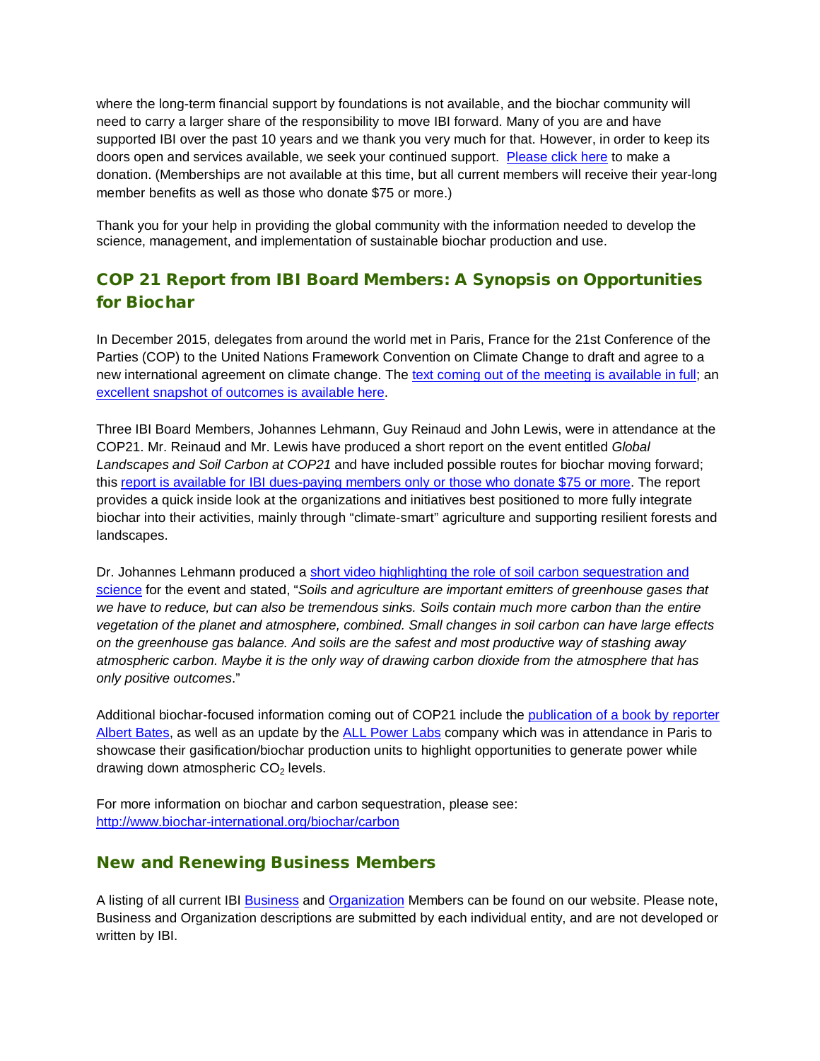where the long-term financial support by foundations is not available, and the biochar community will need to carry a larger share of the responsibility to move IBI forward. Many of you are and have supported IBI over the past 10 years and we thank you very much for that. However, in order to keep its doors open and services available, we seek your continued support. Please click here to make a donation. (Memberships are not available at this time, but all current members will receive their year-long member benefits as well as those who donate $75 or more.)

Thank you for your help in providing the global community with the information needed to develop the science, management, and implementation of sustainable biochar production and use.

## COP 21 Report from IBI Board Members: A Synopsis on Opportunities for Biochar

In December 2015, delegates from around the world met in Paris, France for the 21st Conference of the Parties (COP) to the United Nations Framework Convention on Climate Change to draft and agree to a new international agreement on climate change. The text coming out of the meeting is available in full; an excellent snapshot of outcomes is available here.

Three IBI Board Members, Johannes Lehmann, Guy Reinaud and John Lewis, were in attendance at the COP21. Mr. Reinaud and Mr. Lewis have produced a short report on the event entitled *Global Landscapes and Soil Carbon at COP21* and have included possible routes for biochar moving forward; this report is available for IBI dues-paying members only or those who donate $75 or more. The report provides a quick inside look at the organizations and initiatives best positioned to more fully integrate biochar into their activities, mainly through "climate-smart" agriculture and supporting resilient forests and landscapes.

Dr. Johannes Lehmann produced a short video highlighting the role of soil carbon sequestration and science for the event and stated, "*Soils and agriculture are important emitters of greenhouse gases that we have to reduce, but can also be tremendous sinks. Soils contain much more carbon than the entire vegetation of the planet and atmosphere, combined. Small changes in soil carbon can have large effects on the greenhouse gas balance. And soils are the safest and most productive way of stashing away atmospheric carbon. Maybe it is the only way of drawing carbon dioxide from the atmosphere that has only positive outcomes*."

Additional biochar-focused information coming out of COP21 include the publication of a book by reporter Albert Bates, as well as an update by the ALL Power Labs company which was in attendance in Paris to showcase their gasification/biochar production units to highlight opportunities to generate power while drawing down atmospheric $CO_2$ levels.

For more information on biochar and carbon sequestration, please see:
http://www.biochar-international.org/biochar/carbon

## New and Renewing Business Members

A listing of all current IBI Business and Organization Members can be found on our website. Please note, Business and Organization descriptions are submitted by each individual entity, and are not developed or written by IBI.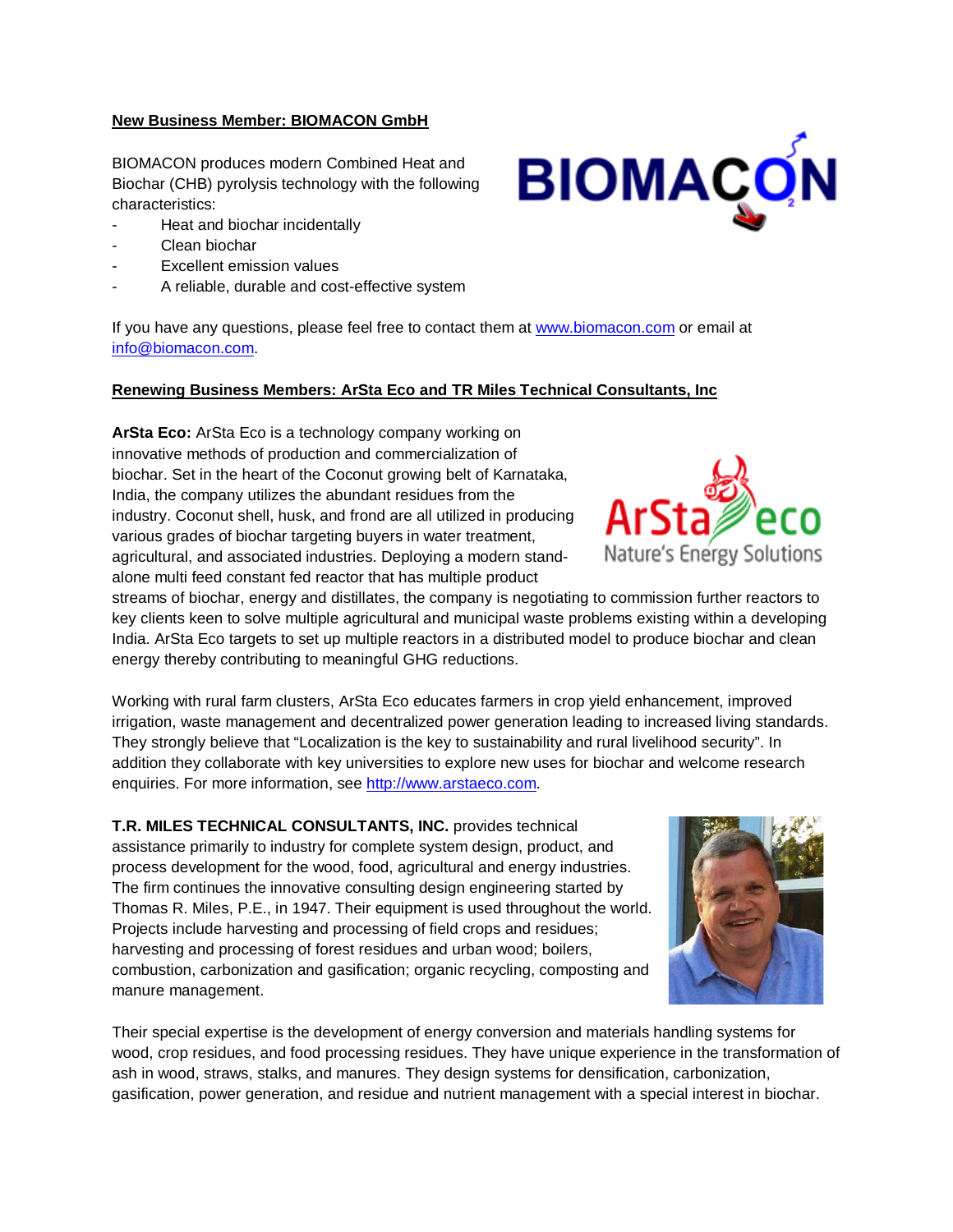**New Business Member: BIOMACON GmbH**

BIOMACON produces modern Combined Heat and Biochar (CHB) pyrolysis technology with the following characteristics:

- Heat and biochar incidentally
- Clean biochar
- Excellent emission values
- A reliable, durable and cost-effective system

If you have any questions, please feel free to contact them at www.biomacon.com or email at info@biomacon.com.

**Renewing Business Members: ArSta Eco and TR Miles Technical Consultants, Inc**

**ArSta Eco:** ArSta Eco is a technology company working on innovative methods of production and commercialization of biochar. Set in the heart of the Coconut growing belt of Karnataka, India, the company utilizes the abundant residues from the industry. Coconut shell, husk, and frond are all utilized in producing various grades of biochar targeting buyers in water treatment, agricultural, and associated industries. Deploying a modern stand-alone multi feed constant fed reactor that has multiple product streams of biochar, energy and distillates, the company is negotiating to commission further reactors to key clients keen to solve multiple agricultural and municipal waste problems existing within a developing India. ArSta Eco targets to set up multiple reactors in a distributed model to produce biochar and clean energy thereby contributing to meaningful GHG reductions.

Working with rural farm clusters, ArSta Eco educates farmers in crop yield enhancement, improved irrigation, waste management and decentralized power generation leading to increased living standards. They strongly believe that "Localization is the key to sustainability and rural livelihood security". In addition they collaborate with key universities to explore new uses for biochar and welcome research enquiries. For more information, see http://www.arstaeco.com.

**T.R. MILES TECHNICAL CONSULTANTS, INC.** provides technical assistance primarily to industry for complete system design, product, and process development for the wood, food, agricultural and energy industries. The firm continues the innovative consulting design engineering started by Thomas R. Miles, P.E., in 1947. Their equipment is used throughout the world. Projects include harvesting and processing of field crops and residues; harvesting and processing of forest residues and urban wood; boilers, combustion, carbonization and gasification; organic recycling, composting and manure management.

Their special expertise is the development of energy conversion and materials handling systems for wood, crop residues, and food processing residues. They have unique experience in the transformation of ash in wood, straws, stalks, and manures. They design systems for densification, carbonization, gasification, power generation, and residue and nutrient management with a special interest in biochar.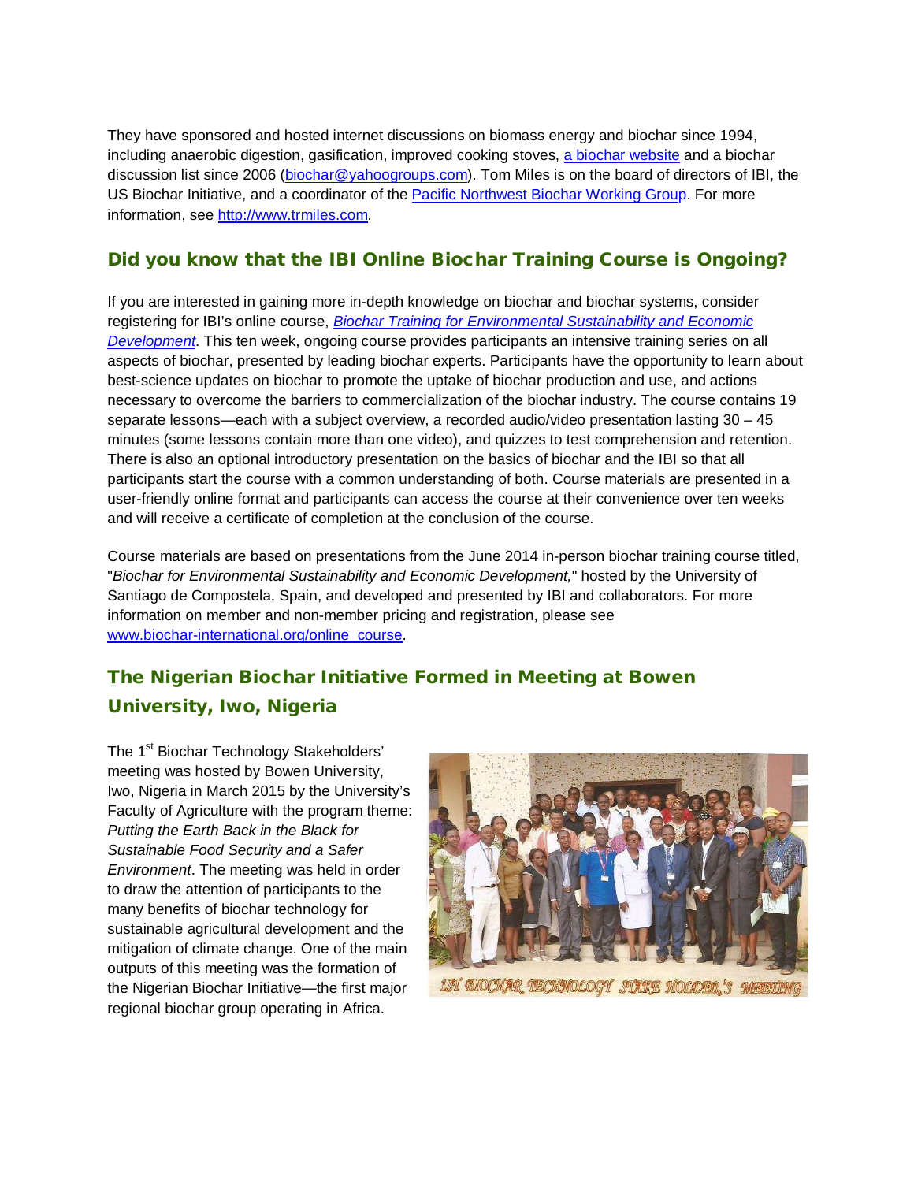They have sponsored and hosted internet discussions on biomass energy and biochar since 1994, including anaerobic digestion, gasification, improved cooking stoves, a biochar website and a biochar discussion list since 2006 (biochar@yahoogroups.com). Tom Miles is on the board of directors of IBI, the US Biochar Initiative, and a coordinator of the Pacific Northwest Biochar Working Group. For more information, see http://www.trmiles.com.

## Did you know that the IBI Online Biochar Training Course is Ongoing?

If you are interested in gaining more in-depth knowledge on biochar and biochar systems, consider registering for IBI's online course, *Biochar Training for Environmental Sustainability and Economic Development*. This ten week, ongoing course provides participants an intensive training series on all aspects of biochar, presented by leading biochar experts. Participants have the opportunity to learn about best-science updates on biochar to promote the uptake of biochar production and use, and actions necessary to overcome the barriers to commercialization of the biochar industry. The course contains 19 separate lessons—each with a subject overview, a recorded audio/video presentation lasting 30 – 45 minutes (some lessons contain more than one video), and quizzes to test comprehension and retention. There is also an optional introductory presentation on the basics of biochar and the IBI so that all participants start the course with a common understanding of both. Course materials are presented in a user-friendly online format and participants can access the course at their convenience over ten weeks and will receive a certificate of completion at the conclusion of the course.

Course materials are based on presentations from the June 2014 in-person biochar training course titled, "*Biochar for Environmental Sustainability and Economic Development,*" hosted by the University of Santiago de Compostela, Spain, and developed and presented by IBI and collaborators. For more information on member and non-member pricing and registration, please see www.biochar-international.org/online_course.

## The Nigerian Biochar Initiative Formed in Meeting at Bowen University, Iwo, Nigeria

The 1st Biochar Technology Stakeholders' meeting was hosted by Bowen University, Iwo, Nigeria in March 2015 by the University's Faculty of Agriculture with the program theme: *Putting the Earth Back in the Black for Sustainable Food Security and a Safer Environment*. The meeting was held in order to draw the attention of participants to the many benefits of biochar technology for sustainable agricultural development and the mitigation of climate change. One of the main outputs of this meeting was the formation of the Nigerian Biochar Initiative—the first major regional biochar group operating in Africa.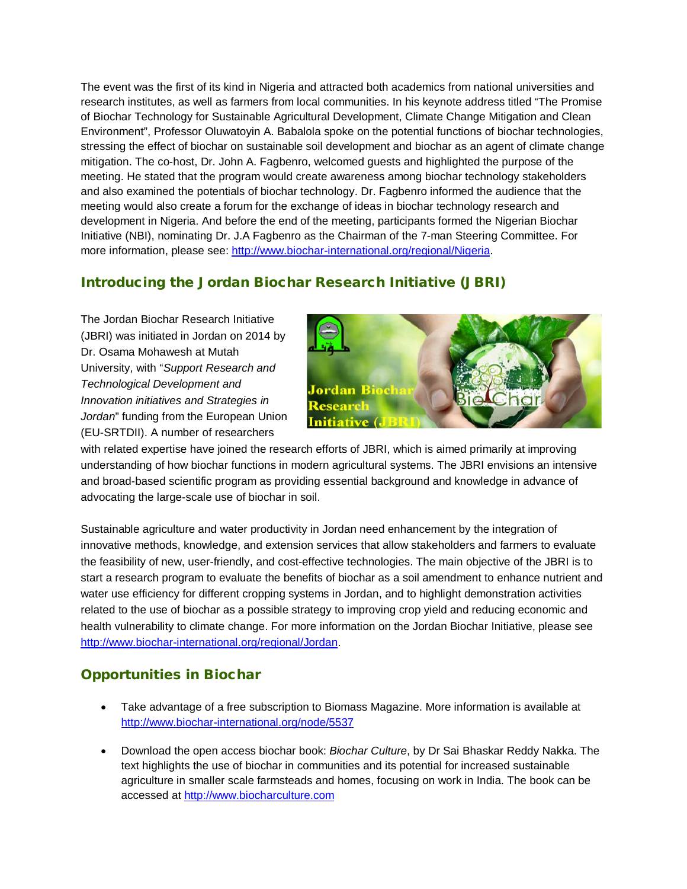The event was the first of its kind in Nigeria and attracted both academics from national universities and research institutes, as well as farmers from local communities. In his keynote address titled "The Promise of Biochar Technology for Sustainable Agricultural Development, Climate Change Mitigation and Clean Environment", Professor Oluwatoyin A. Babalola spoke on the potential functions of biochar technologies, stressing the effect of biochar on sustainable soil development and biochar as an agent of climate change mitigation. The co-host, Dr. John A. Fagbenro, welcomed guests and highlighted the purpose of the meeting. He stated that the program would create awareness among biochar technology stakeholders and also examined the potentials of biochar technology. Dr. Fagbenro informed the audience that the meeting would also create a forum for the exchange of ideas in biochar technology research and development in Nigeria. And before the end of the meeting, participants formed the Nigerian Biochar Initiative (NBI), nominating Dr. J.A Fagbenro as the Chairman of the 7-man Steering Committee. For more information, please see: http://www.biochar-international.org/regional/Nigeria.

## Introducing the Jordan Biochar Research Initiative (JBRI)

The Jordan Biochar Research Initiative (JBRI) was initiated in Jordan on 2014 by Dr. Osama Mohawesh at Mutah University, with "*Support Research and Technological Development and Innovation initiatives and Strategies in Jordan*" funding from the European Union (EU-SRTDII). A number of researchers with related expertise have joined the research efforts of JBRI, which is aimed primarily at improving understanding of how biochar functions in modern agricultural systems. The JBRI envisions an intensive and broad-based scientific program as providing essential background and knowledge in advance of advocating the large-scale use of biochar in soil.

Sustainable agriculture and water productivity in Jordan need enhancement by the integration of innovative methods, knowledge, and extension services that allow stakeholders and farmers to evaluate the feasibility of new, user-friendly, and cost-effective technologies. The main objective of the JBRI is to start a research program to evaluate the benefits of biochar as a soil amendment to enhance nutrient and water use efficiency for different cropping systems in Jordan, and to highlight demonstration activities related to the use of biochar as a possible strategy to improving crop yield and reducing economic and health vulnerability to climate change. For more information on the Jordan Biochar Initiative, please see http://www.biochar-international.org/regional/Jordan.

## Opportunities in Biochar

- Take advantage of a free subscription to Biomass Magazine. More information is available at http://www.biochar-international.org/node/5537
- Download the open access biochar book: *Biochar Culture*, by Dr Sai Bhaskar Reddy Nakka. The text highlights the use of biochar in communities and its potential for increased sustainable agriculture in smaller scale farmsteads and homes, focusing on work in India. The book can be accessed at http://www.biocharculture.com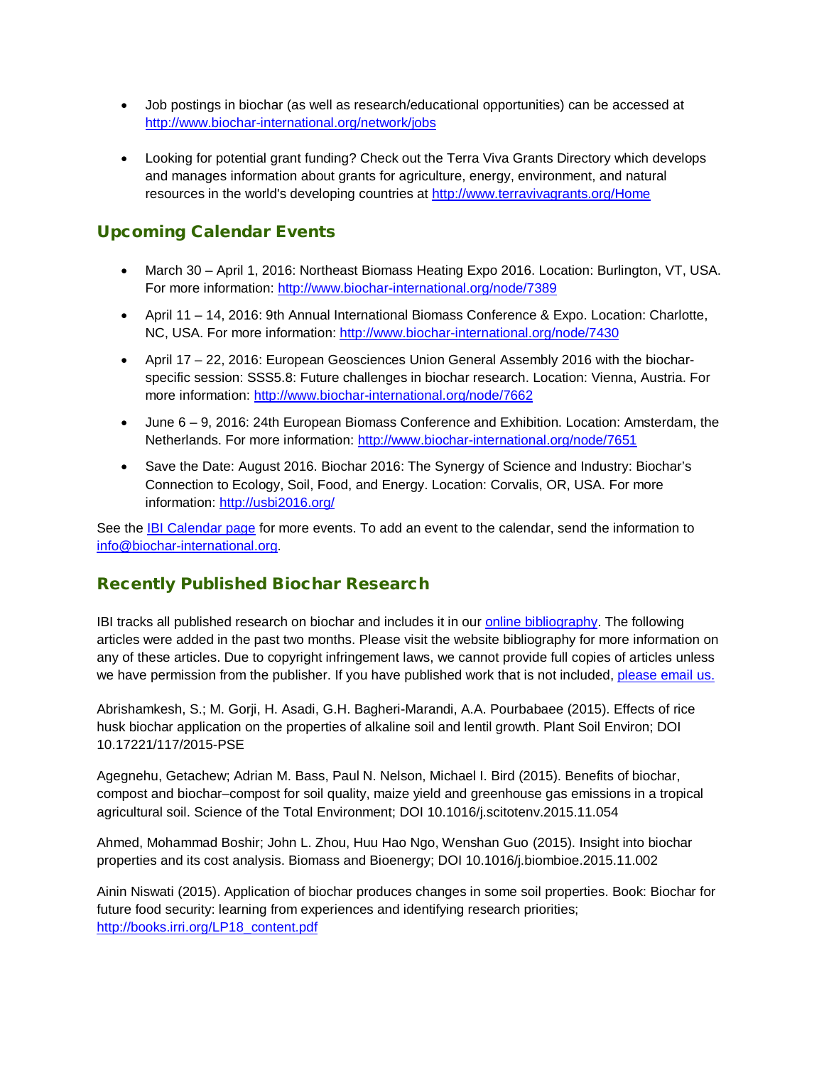- Job postings in biochar (as well as research/educational opportunities) can be accessed at http://www.biochar-international.org/network/jobs

- Looking for potential grant funding? Check out the Terra Viva Grants Directory which develops and manages information about grants for agriculture, energy, environment, and natural resources in the world's developing countries at http://www.terravivagrants.org/Home

## Upcoming Calendar Events

- March 30 – April 1, 2016: Northeast Biomass Heating Expo 2016. Location: Burlington, VT, USA. For more information: http://www.biochar-international.org/node/7389
- April 11 – 14, 2016: 9th Annual International Biomass Conference & Expo. Location: Charlotte, NC, USA. For more information: http://www.biochar-international.org/node/7430
- April 17 – 22, 2016: European Geosciences Union General Assembly 2016 with the biochar-specific session: SSS5.8: Future challenges in biochar research. Location: Vienna, Austria. For more information: http://www.biochar-international.org/node/7662
- June 6 – 9, 2016: 24th European Biomass Conference and Exhibition. Location: Amsterdam, the Netherlands. For more information: http://www.biochar-international.org/node/7651
- Save the Date: August 2016. Biochar 2016: The Synergy of Science and Industry: Biochar's Connection to Ecology, Soil, Food, and Energy. Location: Corvalis, OR, USA. For more information: http://usbi2016.org/

See the IBI Calendar page for more events. To add an event to the calendar, send the information to info@biochar-international.org.

## Recently Published Biochar Research

IBI tracks all published research on biochar and includes it in our online bibliography. The following articles were added in the past two months. Please visit the website bibliography for more information on any of these articles. Due to copyright infringement laws, we cannot provide full copies of articles unless we have permission from the publisher. If you have published work that is not included, please email us.

Abrishamkesh, S.; M. Gorji, H. Asadi, G.H. Bagheri-Marandi, A.A. Pourbabaee (2015). Effects of rice husk biochar application on the properties of alkaline soil and lentil growth. Plant Soil Environ; DOI 10.17221/117/2015-PSE

Agegnehu, Getachew; Adrian M. Bass, Paul N. Nelson, Michael I. Bird (2015). Benefits of biochar, compost and biochar–compost for soil quality, maize yield and greenhouse gas emissions in a tropical agricultural soil. Science of the Total Environment; DOI 10.1016/j.scitotenv.2015.11.054

Ahmed, Mohammad Boshir; John L. Zhou, Huu Hao Ngo, Wenshan Guo (2015). Insight into biochar properties and its cost analysis. Biomass and Bioenergy; DOI 10.1016/j.biombioe.2015.11.002

Ainin Niswati (2015). Application of biochar produces changes in some soil properties. Book: Biochar for future food security: learning from experiences and identifying research priorities; http://books.irri.org/LP18_content.pdf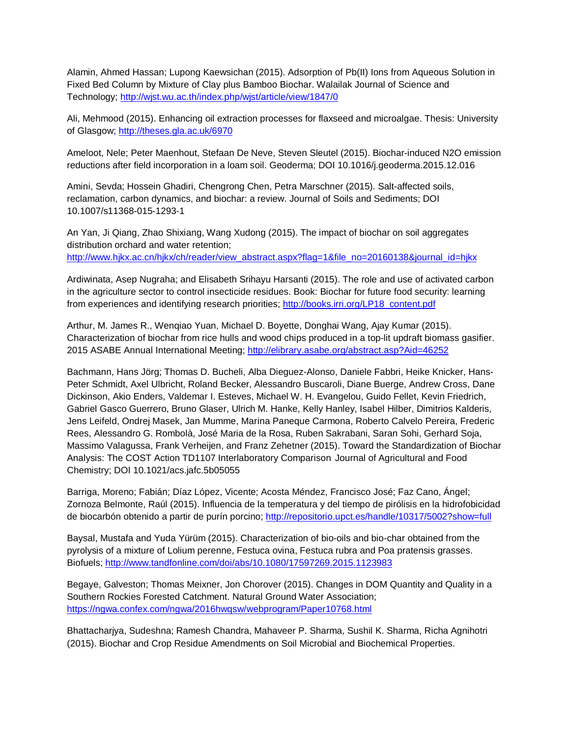Alamin, Ahmed Hassan; Lupong Kaewsichan (2015). Adsorption of Pb(II) Ions from Aqueous Solution in Fixed Bed Column by Mixture of Clay plus Bamboo Biochar. Walailak Journal of Science and Technology; http://wjst.wu.ac.th/index.php/wjst/article/view/1847/0

Ali, Mehmood (2015). Enhancing oil extraction processes for flaxseed and microalgae. Thesis: University of Glasgow; http://theses.gla.ac.uk/6970

Ameloot, Nele; Peter Maenhout, Stefaan De Neve, Steven Sleutel (2015). Biochar-induced N2O emission reductions after field incorporation in a loam soil. Geoderma; DOI 10.1016/j.geoderma.2015.12.016

Amini, Sevda; Hossein Ghadiri, Chengrong Chen, Petra Marschner (2015). Salt-affected soils, reclamation, carbon dynamics, and biochar: a review. Journal of Soils and Sediments; DOI 10.1007/s11368-015-1293-1

An Yan, Ji Qiang, Zhao Shixiang, Wang Xudong (2015). The impact of biochar on soil aggregates distribution orchard and water retention; http://www.hjkx.ac.cn/hjkx/ch/reader/view_abstract.aspx?flag=1&file_no=20160138&journal_id=hjkx

Ardiwinata, Asep Nugraha; and Elisabeth Srihayu Harsanti (2015). The role and use of activated carbon in the agriculture sector to control insecticide residues. Book: Biochar for future food security: learning from experiences and identifying research priorities; http://books.irri.org/LP18_content.pdf

Arthur, M. James R., Wenqiao Yuan, Michael D. Boyette, Donghai Wang, Ajay Kumar (2015). Characterization of biochar from rice hulls and wood chips produced in a top-lit updraft biomass gasifier. 2015 ASABE Annual International Meeting; http://elibrary.asabe.org/abstract.asp?Aid=46252

Bachmann, Hans Jörg; Thomas D. Bucheli, Alba Dieguez-Alonso, Daniele Fabbri, Heike Knicker, Hans-Peter Schmidt, Axel Ulbricht, Roland Becker, Alessandro Buscaroli, Diane Buerge, Andrew Cross, Dane Dickinson, Akio Enders, Valdemar I. Esteves, Michael W. H. Evangelou, Guido Fellet, Kevin Friedrich, Gabriel Gasco Guerrero, Bruno Glaser, Ulrich M. Hanke, Kelly Hanley, Isabel Hilber, Dimitrios Kalderis, Jens Leifeld, Ondrej Masek, Jan Mumme, Marina Paneque Carmona, Roberto Calvelo Pereira, Frederic Rees, Alessandro G. Rombolà, José Maria de la Rosa, Ruben Sakrabani, Saran Sohi, Gerhard Soja, Massimo Valagussa, Frank Verheijen, and Franz Zehetner (2015). Toward the Standardization of Biochar Analysis: The COST Action TD1107 Interlaboratory Comparison Journal of Agricultural and Food Chemistry; DOI 10.1021/acs.jafc.5b05055

Barriga, Moreno; Fabián; Díaz López, Vicente; Acosta Méndez, Francisco José; Faz Cano, Ángel; Zornoza Belmonte, Raúl (2015). Influencia de la temperatura y del tiempo de pirólisis en la hidrofobicidad de biocarbón obtenido a partir de purín porcino; http://repositorio.upct.es/handle/10317/5002?show=full

Baysal, Mustafa and Yuda Yürüm (2015). Characterization of bio-oils and bio-char obtained from the pyrolysis of a mixture of Lolium perenne, Festuca ovina, Festuca rubra and Poa pratensis grasses. Biofuels; http://www.tandfonline.com/doi/abs/10.1080/17597269.2015.1123983

Begaye, Galveston; Thomas Meixner, Jon Chorover (2015). Changes in DOM Quantity and Quality in a Southern Rockies Forested Catchment. Natural Ground Water Association; https://ngwa.confex.com/ngwa/2016hwqsw/webprogram/Paper10768.html

Bhattacharjya, Sudeshna; Ramesh Chandra, Mahaveer P. Sharma, Sushil K. Sharma, Richa Agnihotri (2015). Biochar and Crop Residue Amendments on Soil Microbial and Biochemical Properties.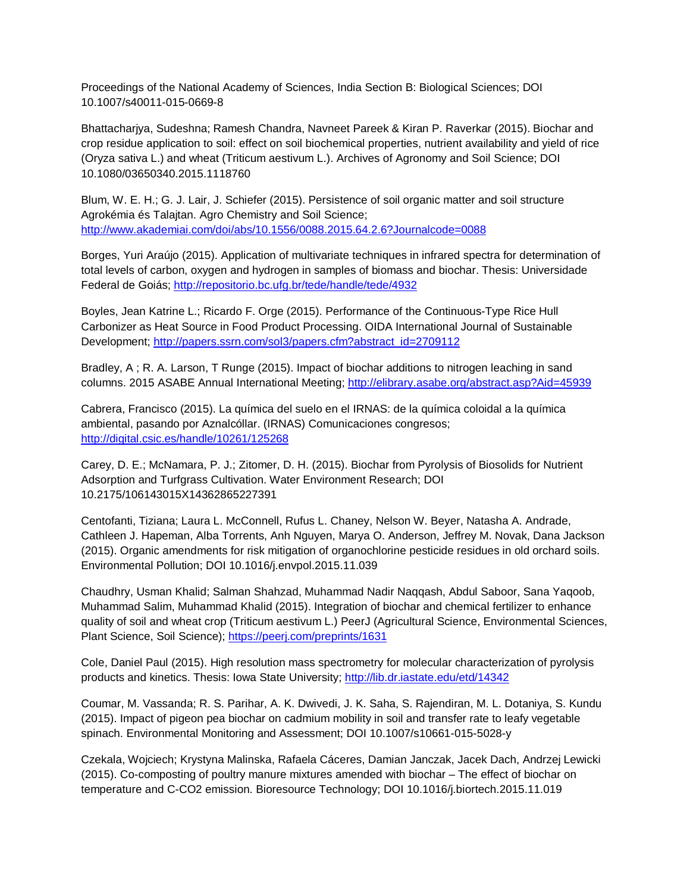Proceedings of the National Academy of Sciences, India Section B: Biological Sciences; DOI 10.1007/s40011-015-0669-8

Bhattacharjya, Sudeshna; Ramesh Chandra, Navneet Pareek & Kiran P. Raverkar (2015). Biochar and crop residue application to soil: effect on soil biochemical properties, nutrient availability and yield of rice (Oryza sativa L.) and wheat (Triticum aestivum L.). Archives of Agronomy and Soil Science; DOI 10.1080/03650340.2015.1118760

Blum, W. E. H.; G. J. Lair, J. Schiefer (2015). Persistence of soil organic matter and soil structure Agrokémia és Talajtan. Agro Chemistry and Soil Science; http://www.akademiai.com/doi/abs/10.1556/0088.2015.64.2.6?Journalcode=0088

Borges, Yuri Araújo (2015). Application of multivariate techniques in infrared spectra for determination of total levels of carbon, oxygen and hydrogen in samples of biomass and biochar. Thesis: Universidade Federal de Goiás; http://repositorio.bc.ufg.br/tede/handle/tede/4932

Boyles, Jean Katrine L.; Ricardo F. Orge (2015). Performance of the Continuous-Type Rice Hull Carbonizer as Heat Source in Food Product Processing. OIDA International Journal of Sustainable Development; http://papers.ssrn.com/sol3/papers.cfm?abstract_id=2709112

Bradley, A ; R. A. Larson, T Runge (2015). Impact of biochar additions to nitrogen leaching in sand columns. 2015 ASABE Annual International Meeting; http://elibrary.asabe.org/abstract.asp?Aid=45939

Cabrera, Francisco (2015). La química del suelo en el IRNAS: de la química coloidal a la química ambiental, pasando por Aznalcóllar. (IRNAS) Comunicaciones congresos; http://digital.csic.es/handle/10261/125268

Carey, D. E.; McNamara, P. J.; Zitomer, D. H. (2015). Biochar from Pyrolysis of Biosolids for Nutrient Adsorption and Turfgrass Cultivation. Water Environment Research; DOI 10.2175/106143015X14362865227391

Centofanti, Tiziana; Laura L. McConnell, Rufus L. Chaney, Nelson W. Beyer, Natasha A. Andrade, Cathleen J. Hapeman, Alba Torrents, Anh Nguyen, Marya O. Anderson, Jeffrey M. Novak, Dana Jackson (2015). Organic amendments for risk mitigation of organochlorine pesticide residues in old orchard soils. Environmental Pollution; DOI 10.1016/j.envpol.2015.11.039

Chaudhry, Usman Khalid; Salman Shahzad, Muhammad Nadir Naqqash, Abdul Saboor, Sana Yaqoob, Muhammad Salim, Muhammad Khalid (2015). Integration of biochar and chemical fertilizer to enhance quality of soil and wheat crop (Triticum aestivum L.) PeerJ (Agricultural Science, Environmental Sciences, Plant Science, Soil Science); https://peerj.com/preprints/1631

Cole, Daniel Paul (2015). High resolution mass spectrometry for molecular characterization of pyrolysis products and kinetics. Thesis: Iowa State University; http://lib.dr.iastate.edu/etd/14342

Coumar, M. Vassanda; R. S. Parihar, A. K. Dwivedi, J. K. Saha, S. Rajendiran, M. L. Dotaniya, S. Kundu (2015). Impact of pigeon pea biochar on cadmium mobility in soil and transfer rate to leafy vegetable spinach. Environmental Monitoring and Assessment; DOI 10.1007/s10661-015-5028-y

Czekala, Wojciech; Krystyna Malinska, Rafaela Cáceres, Damian Janczak, Jacek Dach, Andrzej Lewicki (2015). Co-composting of poultry manure mixtures amended with biochar – The effect of biochar on temperature and C-CO2 emission. Bioresource Technology; DOI 10.1016/j.biortech.2015.11.019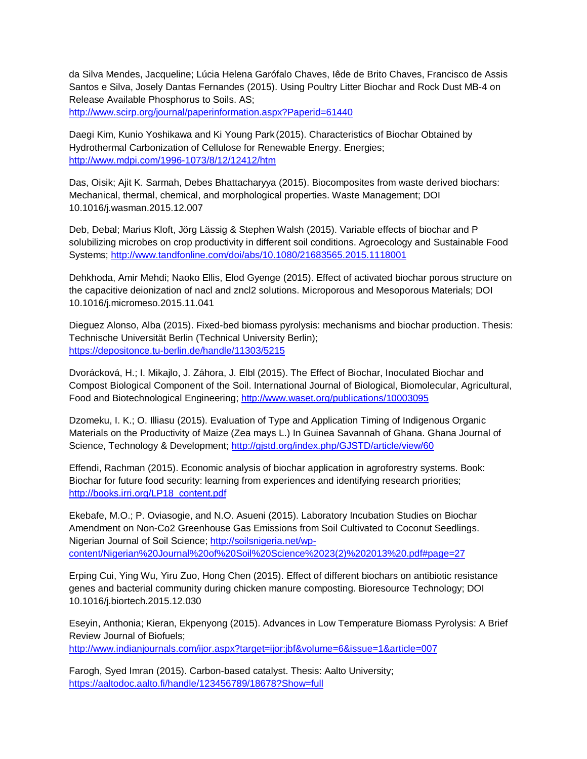da Silva Mendes, Jacqueline; Lúcia Helena Garófalo Chaves, Iêde de Brito Chaves, Francisco de Assis Santos e Silva, Josely Dantas Fernandes (2015). Using Poultry Litter Biochar and Rock Dust MB-4 on Release Available Phosphorus to Soils. AS; http://www.scirp.org/journal/paperinformation.aspx?Paperid=61440

Daegi Kim, Kunio Yoshikawa and Ki Young Park (2015). Characteristics of Biochar Obtained by Hydrothermal Carbonization of Cellulose for Renewable Energy. Energies; http://www.mdpi.com/1996-1073/8/12/12412/htm

Das, Oisik; Ajit K. Sarmah, Debes Bhattacharyya (2015). Biocomposites from waste derived biochars: Mechanical, thermal, chemical, and morphological properties. Waste Management; DOI 10.1016/j.wasman.2015.12.007

Deb, Debal; Marius Kloft, Jörg Lässig & Stephen Walsh (2015). Variable effects of biochar and P solubilizing microbes on crop productivity in different soil conditions. Agroecology and Sustainable Food Systems; http://www.tandfonline.com/doi/abs/10.1080/21683565.2015.1118001

Dehkhoda, Amir Mehdi; Naoko Ellis, Elod Gyenge (2015). Effect of activated biochar porous structure on the capacitive deionization of nacl and zncl2 solutions. Microporous and Mesoporous Materials; DOI 10.1016/j.micromeso.2015.11.041

Dieguez Alonso, Alba (2015). Fixed-bed biomass pyrolysis: mechanisms and biochar production. Thesis: Technische Universität Berlin (Technical University Berlin); https://depositonce.tu-berlin.de/handle/11303/5215

Dvorácková, H.; I. Mikajlo, J. Záhora, J. Elbl (2015). The Effect of Biochar, Inoculated Biochar and Compost Biological Component of the Soil. International Journal of Biological, Biomolecular, Agricultural, Food and Biotechnological Engineering; http://www.waset.org/publications/10003095

Dzomeku, I. K.; O. Illiasu (2015). Evaluation of Type and Application Timing of Indigenous Organic Materials on the Productivity of Maize (Zea mays L.) In Guinea Savannah of Ghana. Ghana Journal of Science, Technology & Development; http://gjstd.org/index.php/GJSTD/article/view/60

Effendi, Rachman (2015). Economic analysis of biochar application in agroforestry systems. Book: Biochar for future food security: learning from experiences and identifying research priorities; http://books.irri.org/LP18_content.pdf

Ekebafe, M.O.; P. Oviasogie, and N.O. Asueni (2015). Laboratory Incubation Studies on Biochar Amendment on Non-Co2 Greenhouse Gas Emissions from Soil Cultivated to Coconut Seedlings. Nigerian Journal of Soil Science; http://soilsnigeria.net/wp-content/Nigerian%20Journal%20of%20Soil%20Science%2023(2)%202013%20.pdf#page=27

Erping Cui, Ying Wu, Yiru Zuo, Hong Chen (2015). Effect of different biochars on antibiotic resistance genes and bacterial community during chicken manure composting. Bioresource Technology; DOI 10.1016/j.biortech.2015.12.030

Eseyin, Anthonia; Kieran, Ekpenyong (2015). Advances in Low Temperature Biomass Pyrolysis: A Brief Review Journal of Biofuels; http://www.indianjournals.com/ijor.aspx?target=ijor:jbf&volume=6&issue=1&article=007

Farogh, Syed Imran (2015). Carbon-based catalyst. Thesis: Aalto University; https://aaltodoc.aalto.fi/handle/123456789/18678?Show=full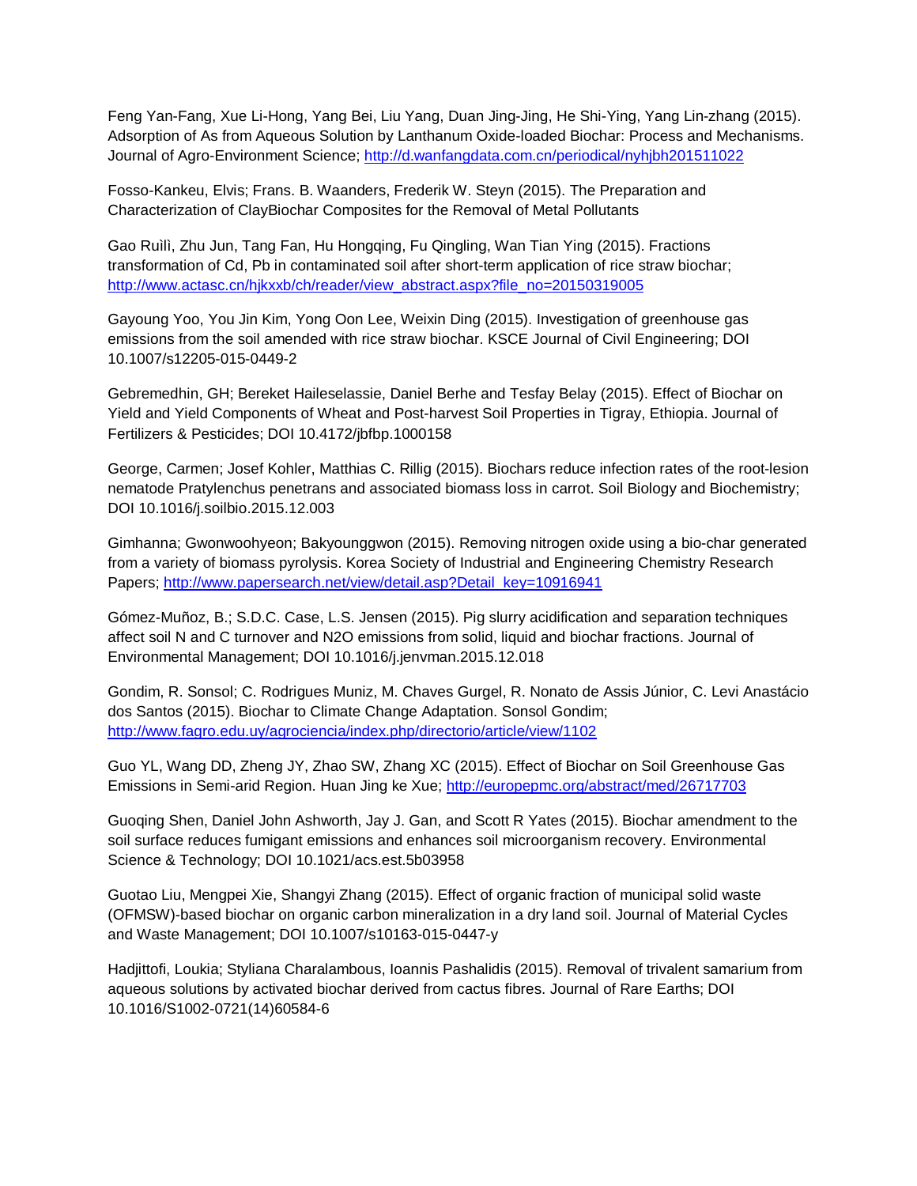Feng Yan-Fang, Xue Li-Hong, Yang Bei, Liu Yang, Duan Jing-Jing, He Shi-Ying, Yang Lin-zhang (2015). Adsorption of As from Aqueous Solution by Lanthanum Oxide-loaded Biochar: Process and Mechanisms. Journal of Agro-Environment Science; http://d.wanfangdata.com.cn/periodical/nyhjbh201511022

Fosso-Kankeu, Elvis; Frans. B. Waanders, Frederik W. Steyn (2015). The Preparation and Characterization of ClayBiochar Composites for the Removal of Metal Pollutants

Gao Ruìlì, Zhu Jun, Tang Fan, Hu Hongqing, Fu Qingling, Wan Tian Ying (2015). Fractions transformation of Cd, Pb in contaminated soil after short-term application of rice straw biochar; http://www.actasc.cn/hjkxxb/ch/reader/view_abstract.aspx?file_no=20150319005

Gayoung Yoo, You Jin Kim, Yong Oon Lee, Weixin Ding (2015). Investigation of greenhouse gas emissions from the soil amended with rice straw biochar. KSCE Journal of Civil Engineering; DOI 10.1007/s12205-015-0449-2

Gebremedhin, GH; Bereket Haileselassie, Daniel Berhe and Tesfay Belay (2015). Effect of Biochar on Yield and Yield Components of Wheat and Post-harvest Soil Properties in Tigray, Ethiopia. Journal of Fertilizers & Pesticides; DOI 10.4172/jbfbp.1000158

George, Carmen; Josef Kohler, Matthias C. Rillig (2015). Biochars reduce infection rates of the root-lesion nematode Pratylenchus penetrans and associated biomass loss in carrot. Soil Biology and Biochemistry; DOI 10.1016/j.soilbio.2015.12.003

Gimhanna; Gwonwoohyeon; Bakyounggwon (2015). Removing nitrogen oxide using a bio-char generated from a variety of biomass pyrolysis. Korea Society of Industrial and Engineering Chemistry Research Papers; http://www.papersearch.net/view/detail.asp?Detail_key=10916941

Gómez-Muñoz, B.; S.D.C. Case, L.S. Jensen (2015). Pig slurry acidification and separation techniques affect soil N and C turnover and N2O emissions from solid, liquid and biochar fractions. Journal of Environmental Management; DOI 10.1016/j.jenvman.2015.12.018

Gondim, R. Sonsol; C. Rodrigues Muniz, M. Chaves Gurgel, R. Nonato de Assis Júnior, C. Levi Anastácio dos Santos (2015). Biochar to Climate Change Adaptation. Sonsol Gondim; http://www.fagro.edu.uy/agrociencia/index.php/directorio/article/view/1102

Guo YL, Wang DD, Zheng JY, Zhao SW, Zhang XC (2015). Effect of Biochar on Soil Greenhouse Gas Emissions in Semi-arid Region. Huan Jing ke Xue; http://europepmc.org/abstract/med/26717703

Guoqing Shen, Daniel John Ashworth, Jay J. Gan, and Scott R Yates (2015). Biochar amendment to the soil surface reduces fumigant emissions and enhances soil microorganism recovery. Environmental Science & Technology; DOI 10.1021/acs.est.5b03958

Guotao Liu, Mengpei Xie, Shangyi Zhang (2015). Effect of organic fraction of municipal solid waste (OFMSW)-based biochar on organic carbon mineralization in a dry land soil. Journal of Material Cycles and Waste Management; DOI 10.1007/s10163-015-0447-y

Hadjittofi, Loukia; Styliana Charalambous, Ioannis Pashalidis (2015). Removal of trivalent samarium from aqueous solutions by activated biochar derived from cactus fibres. Journal of Rare Earths; DOI 10.1016/S1002-0721(14)60584-6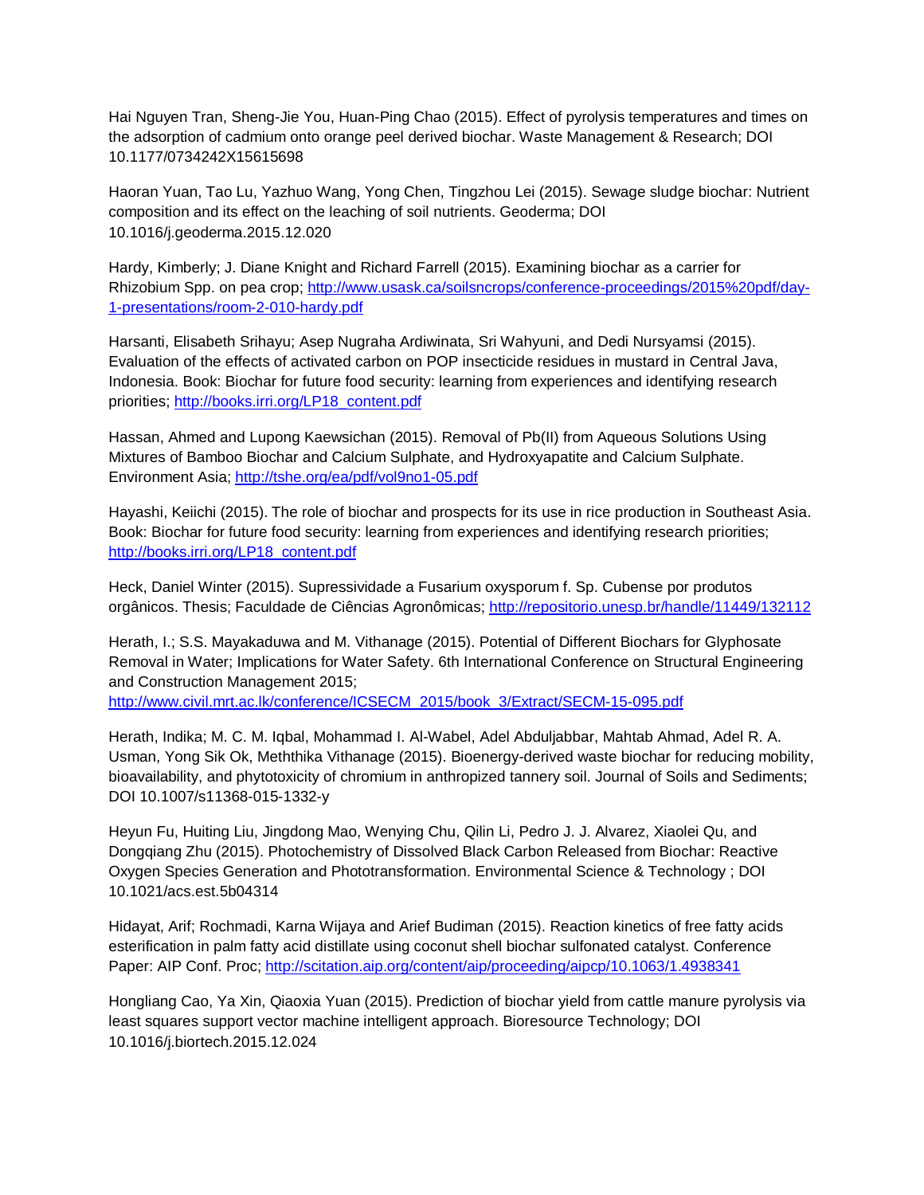Hai Nguyen Tran, Sheng-Jie You, Huan-Ping Chao (2015). Effect of pyrolysis temperatures and times on the adsorption of cadmium onto orange peel derived biochar. Waste Management & Research; DOI 10.1177/0734242X15615698

Haoran Yuan, Tao Lu, Yazhuo Wang, Yong Chen, Tingzhou Lei (2015). Sewage sludge biochar: Nutrient composition and its effect on the leaching of soil nutrients. Geoderma; DOI 10.1016/j.geoderma.2015.12.020

Hardy, Kimberly; J. Diane Knight and Richard Farrell (2015). Examining biochar as a carrier for Rhizobium Spp. on pea crop; http://www.usask.ca/soilsncrops/conference-proceedings/2015%20pdf/day-1-presentations/room-2-010-hardy.pdf

Harsanti, Elisabeth Srihayu; Asep Nugraha Ardiwinata, Sri Wahyuni, and Dedi Nursyamsi (2015). Evaluation of the effects of activated carbon on POP insecticide residues in mustard in Central Java, Indonesia. Book: Biochar for future food security: learning from experiences and identifying research priorities; http://books.irri.org/LP18_content.pdf

Hassan, Ahmed and Lupong Kaewsichan (2015). Removal of Pb(II) from Aqueous Solutions Using Mixtures of Bamboo Biochar and Calcium Sulphate, and Hydroxyapatite and Calcium Sulphate. Environment Asia; http://tshe.org/ea/pdf/vol9no1-05.pdf

Hayashi, Keiichi (2015). The role of biochar and prospects for its use in rice production in Southeast Asia. Book: Biochar for future food security: learning from experiences and identifying research priorities; http://books.irri.org/LP18_content.pdf

Heck, Daniel Winter (2015). Supressividade a Fusarium oxysporum f. Sp. Cubense por produtos orgânicos. Thesis; Faculdade de Ciências Agronômicas; http://repositorio.unesp.br/handle/11449/132112

Herath, I.; S.S. Mayakaduwa and M. Vithanage (2015). Potential of Different Biochars for Glyphosate Removal in Water; Implications for Water Safety. 6th International Conference on Structural Engineering and Construction Management 2015; http://www.civil.mrt.ac.lk/conference/ICSECM_2015/book_3/Extract/SECM-15-095.pdf

Herath, Indika; M. C. M. Iqbal, Mohammad I. Al-Wabel, Adel Abduljabbar, Mahtab Ahmad, Adel R. A. Usman, Yong Sik Ok, Meththika Vithanage (2015). Bioenergy-derived waste biochar for reducing mobility, bioavailability, and phytotoxicity of chromium in anthropized tannery soil. Journal of Soils and Sediments; DOI 10.1007/s11368-015-1332-y

Heyun Fu, Huiting Liu, Jingdong Mao, Wenying Chu, Qilin Li, Pedro J. J. Alvarez, Xiaolei Qu, and Dongqiang Zhu (2015). Photochemistry of Dissolved Black Carbon Released from Biochar: Reactive Oxygen Species Generation and Phototransformation. Environmental Science & Technology ; DOI 10.1021/acs.est.5b04314

Hidayat, Arif; Rochmadi, Karna Wijaya and Arief Budiman (2015). Reaction kinetics of free fatty acids esterification in palm fatty acid distillate using coconut shell biochar sulfonated catalyst. Conference Paper: AIP Conf. Proc; http://scitation.aip.org/content/aip/proceeding/aipcp/10.1063/1.4938341

Hongliang Cao, Ya Xin, Qiaoxia Yuan (2015). Prediction of biochar yield from cattle manure pyrolysis via least squares support vector machine intelligent approach. Bioresource Technology; DOI 10.1016/j.biortech.2015.12.024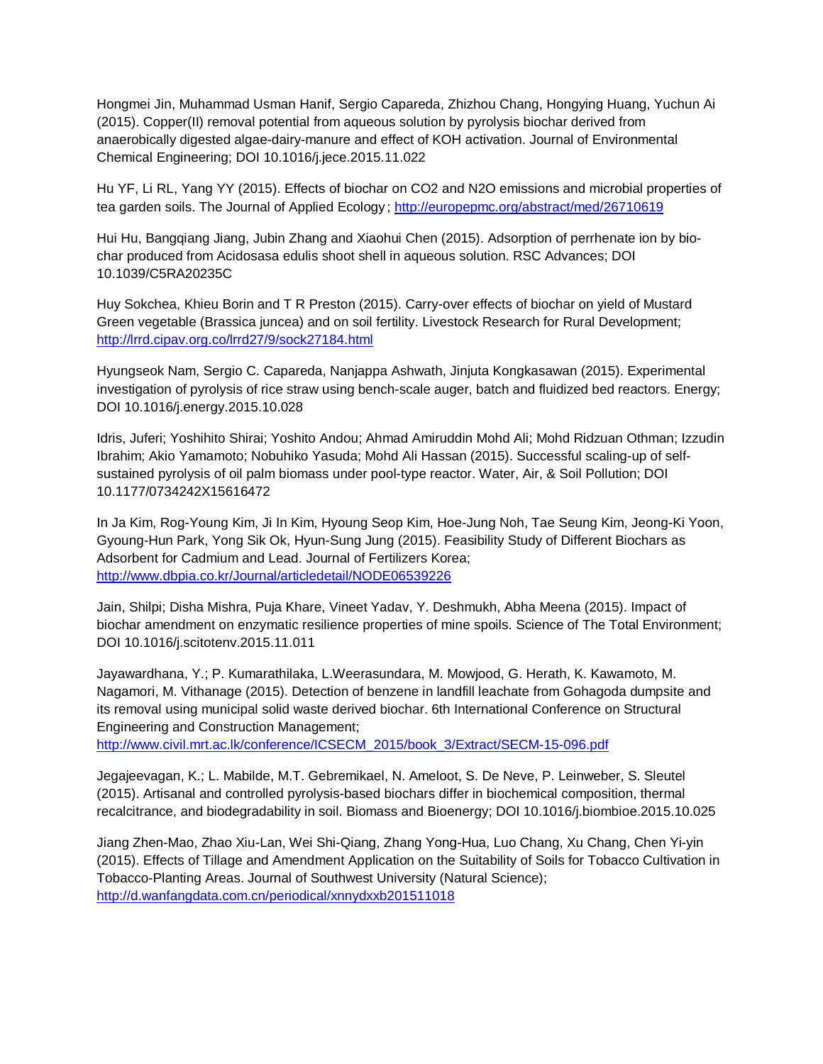Hongmei Jin, Muhammad Usman Hanif, Sergio Capareda, Zhizhou Chang, Hongying Huang, Yuchun Ai (2015). Copper(II) removal potential from aqueous solution by pyrolysis biochar derived from anaerobically digested algae-dairy-manure and effect of KOH activation. Journal of Environmental Chemical Engineering; DOI 10.1016/j.jece.2015.11.022

Hu YF, Li RL, Yang YY (2015). Effects of biochar on CO2 and N2O emissions and microbial properties of tea garden soils. The Journal of Applied Ecology; http://europepmc.org/abstract/med/26710619

Hui Hu, Bangqiang Jiang, Jubin Zhang and Xiaohui Chen (2015). Adsorption of perrhenate ion by bio-char produced from Acidosasa edulis shoot shell in aqueous solution. RSC Advances; DOI 10.1039/C5RA20235C

Huy Sokchea, Khieu Borin and T R Preston (2015). Carry-over effects of biochar on yield of Mustard Green vegetable (Brassica juncea) and on soil fertility. Livestock Research for Rural Development; http://lrrd.cipav.org.co/lrrd27/9/sock27184.html

Hyungseok Nam, Sergio C. Capareda, Nanjappa Ashwath, Jinjuta Kongkasawan (2015). Experimental investigation of pyrolysis of rice straw using bench-scale auger, batch and fluidized bed reactors. Energy; DOI 10.1016/j.energy.2015.10.028

Idris, Juferi; Yoshihito Shirai; Yoshito Andou; Ahmad Amiruddin Mohd Ali; Mohd Ridzuan Othman; Izzudin Ibrahim; Akio Yamamoto; Nobuhiko Yasuda; Mohd Ali Hassan (2015). Successful scaling-up of self-sustained pyrolysis of oil palm biomass under pool-type reactor. Water, Air, & Soil Pollution; DOI 10.1177/0734242X15616472

In Ja Kim, Rog-Young Kim, Ji In Kim, Hyoung Seop Kim, Hoe-Jung Noh, Tae Seung Kim, Jeong-Ki Yoon, Gyoung-Hun Park, Yong Sik Ok, Hyun-Sung Jung (2015). Feasibility Study of Different Biochars as Adsorbent for Cadmium and Lead. Journal of Fertilizers Korea; http://www.dbpia.co.kr/Journal/articledetail/NODE06539226

Jain, Shilpi; Disha Mishra, Puja Khare, Vineet Yadav, Y. Deshmukh, Abha Meena (2015). Impact of biochar amendment on enzymatic resilience properties of mine spoils. Science of The Total Environment; DOI 10.1016/j.scitotenv.2015.11.011

Jayawardhana, Y.; P. Kumarathilaka, L.Weerasundara, M. Mowjood, G. Herath, K. Kawamoto, M. Nagamori, M. Vithanage (2015). Detection of benzene in landfill leachate from Gohagoda dumpsite and its removal using municipal solid waste derived biochar. 6th International Conference on Structural Engineering and Construction Management; http://www.civil.mrt.ac.lk/conference/ICSECM_2015/book_3/Extract/SECM-15-096.pdf

Jegajeevagan, K.; L. Mabilde, M.T. Gebremikael, N. Ameloot, S. De Neve, P. Leinweber, S. Sleutel (2015). Artisanal and controlled pyrolysis-based biochars differ in biochemical composition, thermal recalcitrance, and biodegradability in soil. Biomass and Bioenergy; DOI 10.1016/j.biombioe.2015.10.025

Jiang Zhen-Mao, Zhao Xiu-Lan, Wei Shi-Qiang, Zhang Yong-Hua, Luo Chang, Xu Chang, Chen Yi-yin (2015). Effects of Tillage and Amendment Application on the Suitability of Soils for Tobacco Cultivation in Tobacco-Planting Areas. Journal of Southwest University (Natural Science); http://d.wanfangdata.com.cn/periodical/xnnydxxb201511018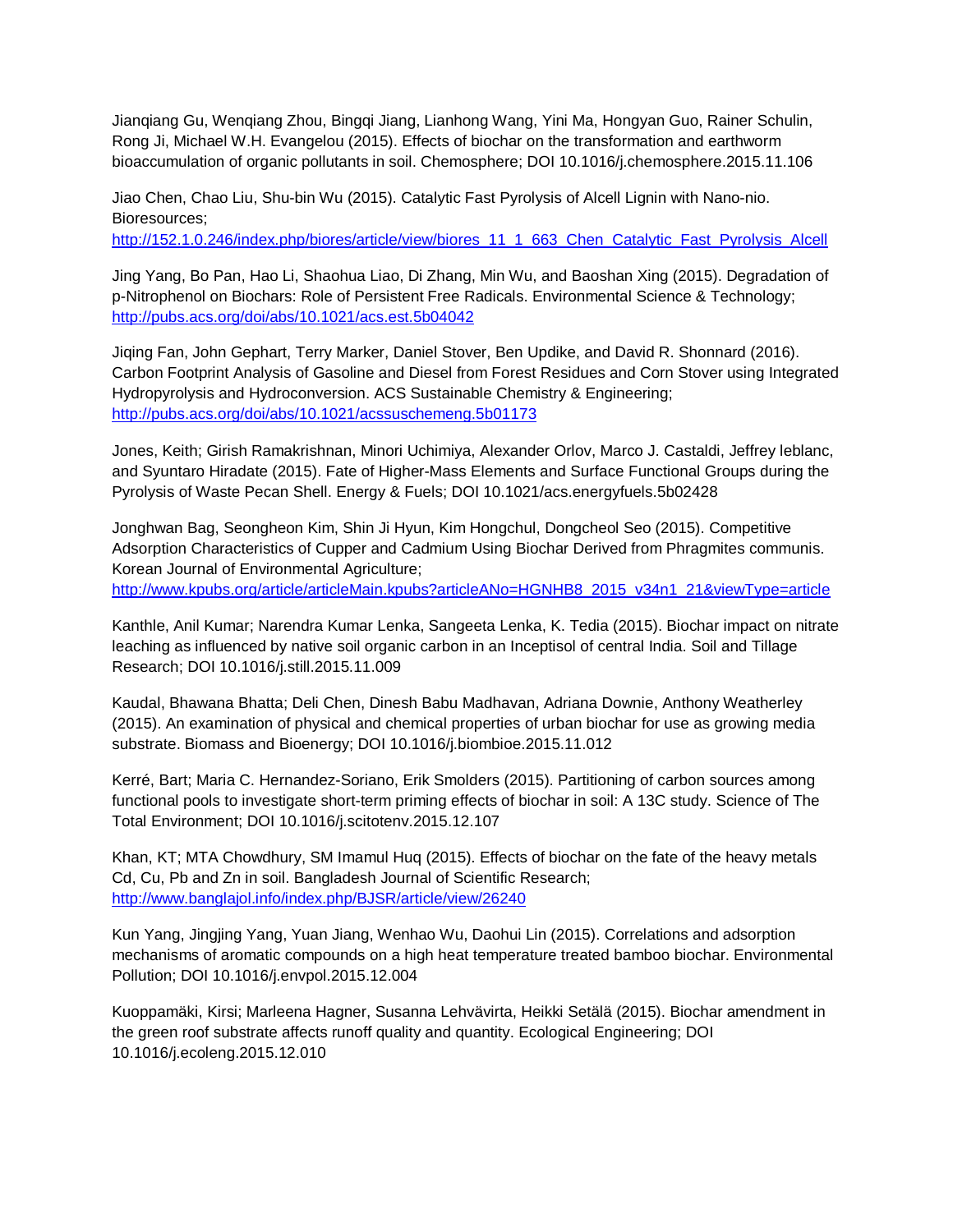Jianqiang Gu, Wenqiang Zhou, Bingqi Jiang, Lianhong Wang, Yini Ma, Hongyan Guo, Rainer Schulin, Rong Ji, Michael W.H. Evangelou (2015). Effects of biochar on the transformation and earthworm bioaccumulation of organic pollutants in soil. Chemosphere; DOI 10.1016/j.chemosphere.2015.11.106

Jiao Chen, Chao Liu, Shu-bin Wu (2015). Catalytic Fast Pyrolysis of Alcell Lignin with Nano-nio. Bioresources; http://152.1.0.246/index.php/biores/article/view/biores_11_1_663_Chen_Catalytic_Fast_Pyrolysis_Alcell

Jing Yang, Bo Pan, Hao Li, Shaohua Liao, Di Zhang, Min Wu, and Baoshan Xing (2015). Degradation of p-Nitrophenol on Biochars: Role of Persistent Free Radicals. Environmental Science & Technology; http://pubs.acs.org/doi/abs/10.1021/acs.est.5b04042

Jiqing Fan, John Gephart, Terry Marker, Daniel Stover, Ben Updike, and David R. Shonnard (2016). Carbon Footprint Analysis of Gasoline and Diesel from Forest Residues and Corn Stover using Integrated Hydropyrolysis and Hydroconversion. ACS Sustainable Chemistry & Engineering; http://pubs.acs.org/doi/abs/10.1021/acssuschemeng.5b01173

Jones, Keith; Girish Ramakrishnan, Minori Uchimiya, Alexander Orlov, Marco J. Castaldi, Jeffrey leblanc, and Syuntaro Hiradate (2015). Fate of Higher-Mass Elements and Surface Functional Groups during the Pyrolysis of Waste Pecan Shell. Energy & Fuels; DOI 10.1021/acs.energyfuels.5b02428

Jonghwan Bag, Seongheon Kim, Shin Ji Hyun, Kim Hongchul, Dongcheol Seo (2015). Competitive Adsorption Characteristics of Cupper and Cadmium Using Biochar Derived from Phragmites communis. Korean Journal of Environmental Agriculture; http://www.kpubs.org/article/articleMain.kpubs?articleANo=HGNHB8_2015_v34n1_21&viewType=article

Kanthle, Anil Kumar; Narendra Kumar Lenka, Sangeeta Lenka, K. Tedia (2015). Biochar impact on nitrate leaching as influenced by native soil organic carbon in an Inceptisol of central India. Soil and Tillage Research; DOI 10.1016/j.still.2015.11.009

Kaudal, Bhawana Bhatta; Deli Chen, Dinesh Babu Madhavan, Adriana Downie, Anthony Weatherley (2015). An examination of physical and chemical properties of urban biochar for use as growing media substrate. Biomass and Bioenergy; DOI 10.1016/j.biombioe.2015.11.012

Kerré, Bart; Maria C. Hernandez-Soriano, Erik Smolders (2015). Partitioning of carbon sources among functional pools to investigate short-term priming effects of biochar in soil: A 13C study. Science of The Total Environment; DOI 10.1016/j.scitotenv.2015.12.107

Khan, KT; MTA Chowdhury, SM Imamul Huq (2015). Effects of biochar on the fate of the heavy metals Cd, Cu, Pb and Zn in soil. Bangladesh Journal of Scientific Research; http://www.banglajol.info/index.php/BJSR/article/view/26240

Kun Yang, Jingjing Yang, Yuan Jiang, Wenhao Wu, Daohui Lin (2015). Correlations and adsorption mechanisms of aromatic compounds on a high heat temperature treated bamboo biochar. Environmental Pollution; DOI 10.1016/j.envpol.2015.12.004

Kuoppamäki, Kirsi; Marleena Hagner, Susanna Lehvävirta, Heikki Setälä (2015). Biochar amendment in the green roof substrate affects runoff quality and quantity. Ecological Engineering; DOI 10.1016/j.ecoleng.2015.12.010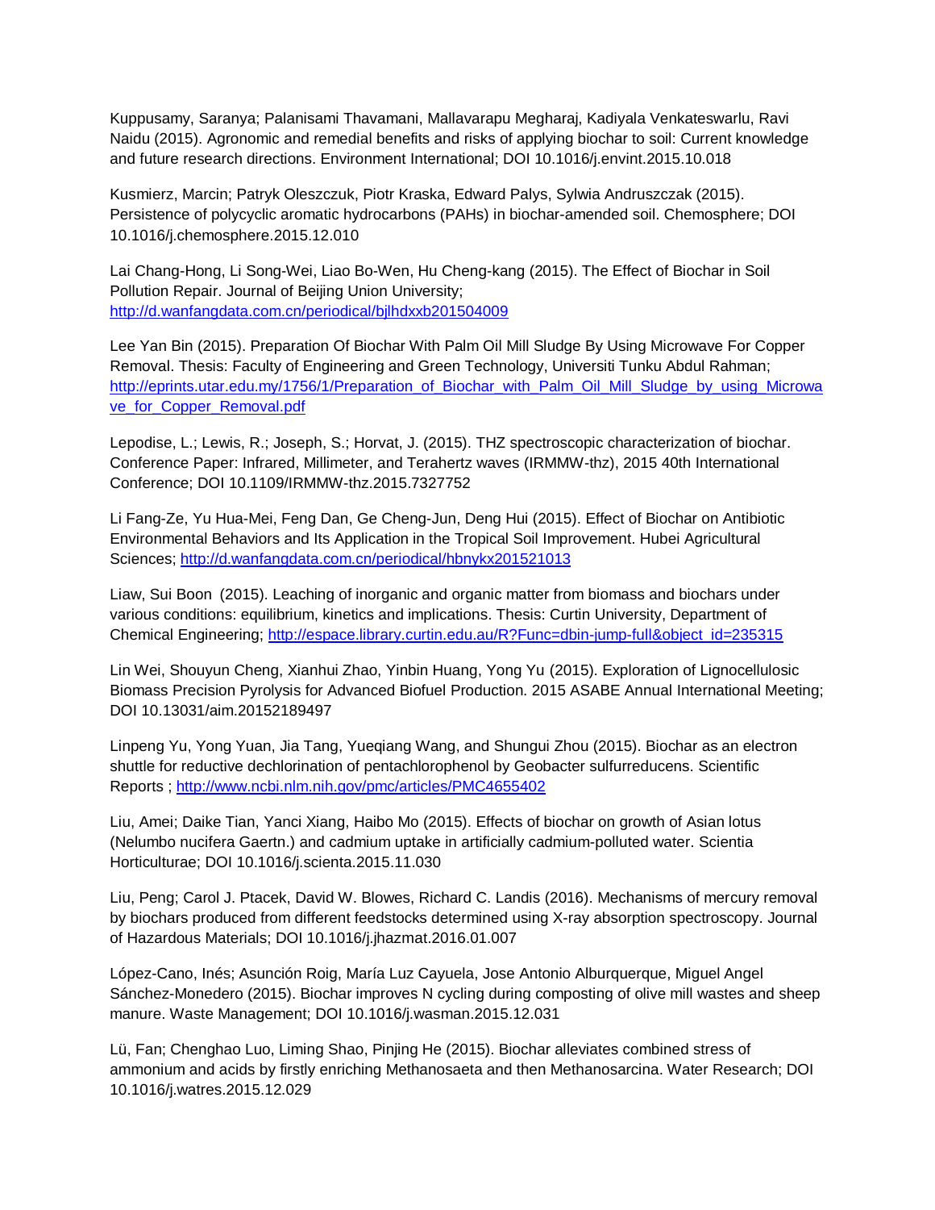Kuppusamy, Saranya; Palanisami Thavamani, Mallavarapu Megharaj, Kadiyala Venkateswarlu, Ravi Naidu (2015). Agronomic and remedial benefits and risks of applying biochar to soil: Current knowledge and future research directions. Environment International; DOI 10.1016/j.envint.2015.10.018

Kusmierz, Marcin; Patryk Oleszczuk, Piotr Kraska, Edward Palys, Sylwia Andruszczak (2015). Persistence of polycyclic aromatic hydrocarbons (PAHs) in biochar-amended soil. Chemosphere; DOI 10.1016/j.chemosphere.2015.12.010

Lai Chang-Hong, Li Song-Wei, Liao Bo-Wen, Hu Cheng-kang (2015). The Effect of Biochar in Soil Pollution Repair. Journal of Beijing Union University; http://d.wanfangdata.com.cn/periodical/bjlhdxxb201504009

Lee Yan Bin (2015). Preparation Of Biochar With Palm Oil Mill Sludge By Using Microwave For Copper Removal. Thesis: Faculty of Engineering and Green Technology, Universiti Tunku Abdul Rahman; http://eprints.utar.edu.my/1756/1/Preparation_of_Biochar_with_Palm_Oil_Mill_Sludge_by_using_Microwave_for_Copper_Removal.pdf

Lepodise, L.; Lewis, R.; Joseph, S.; Horvat, J. (2015). THZ spectroscopic characterization of biochar. Conference Paper: Infrared, Millimeter, and Terahertz waves (IRMMW-thz), 2015 40th International Conference; DOI 10.1109/IRMMW-thz.2015.7327752

Li Fang-Ze, Yu Hua-Mei, Feng Dan, Ge Cheng-Jun, Deng Hui (2015). Effect of Biochar on Antibiotic Environmental Behaviors and Its Application in the Tropical Soil Improvement. Hubei Agricultural Sciences; http://d.wanfangdata.com.cn/periodical/hbnykx201521013

Liaw, Sui Boon (2015). Leaching of inorganic and organic matter from biomass and biochars under various conditions: equilibrium, kinetics and implications. Thesis: Curtin University, Department of Chemical Engineering; http://espace.library.curtin.edu.au/R?Func=dbin-jump-full&object_id=235315

Lin Wei, Shouyun Cheng, Xianhui Zhao, Yinbin Huang, Yong Yu (2015). Exploration of Lignocellulosic Biomass Precision Pyrolysis for Advanced Biofuel Production. 2015 ASABE Annual International Meeting; DOI 10.13031/aim.20152189497

Linpeng Yu, Yong Yuan, Jia Tang, Yueqiang Wang, and Shungui Zhou (2015). Biochar as an electron shuttle for reductive dechlorination of pentachlorophenol by Geobacter sulfurreducens. Scientific Reports ; http://www.ncbi.nlm.nih.gov/pmc/articles/PMC4655402

Liu, Amei; Daike Tian, Yanci Xiang, Haibo Mo (2015). Effects of biochar on growth of Asian lotus (Nelumbo nucifera Gaertn.) and cadmium uptake in artificially cadmium-polluted water. Scientia Horticulturae; DOI 10.1016/j.scienta.2015.11.030

Liu, Peng; Carol J. Ptacek, David W. Blowes, Richard C. Landis (2016). Mechanisms of mercury removal by biochars produced from different feedstocks determined using X-ray absorption spectroscopy. Journal of Hazardous Materials; DOI 10.1016/j.jhazmat.2016.01.007

López-Cano, Inés; Asunción Roig, María Luz Cayuela, Jose Antonio Alburquerque, Miguel Angel Sánchez-Monedero (2015). Biochar improves N cycling during composting of olive mill wastes and sheep manure. Waste Management; DOI 10.1016/j.wasman.2015.12.031

Lü, Fan; Chenghao Luo, Liming Shao, Pinjing He (2015). Biochar alleviates combined stress of ammonium and acids by firstly enriching Methanosaeta and then Methanosarcina. Water Research; DOI 10.1016/j.watres.2015.12.029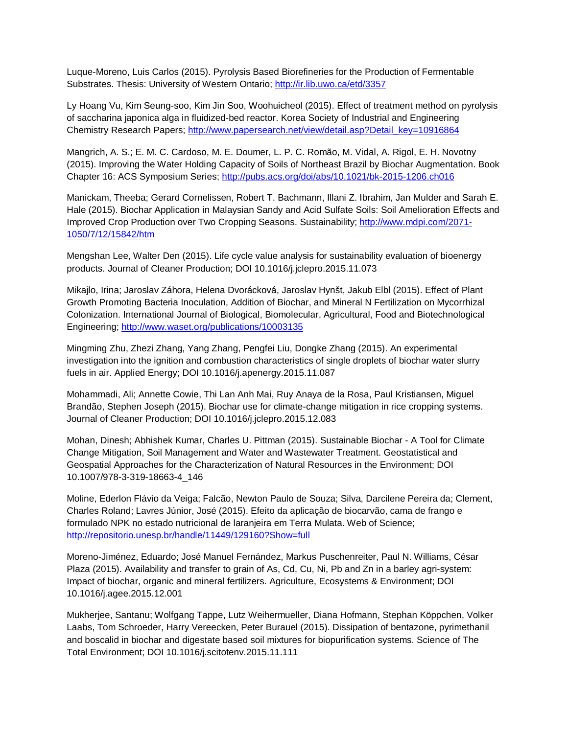Luque-Moreno, Luis Carlos (2015). Pyrolysis Based Biorefineries for the Production of Fermentable Substrates. Thesis: University of Western Ontario; http://ir.lib.uwo.ca/etd/3357

Ly Hoang Vu, Kim Seung-soo, Kim Jin Soo, Woohuicheol (2015). Effect of treatment method on pyrolysis of saccharina japonica alga in fluidized-bed reactor. Korea Society of Industrial and Engineering Chemistry Research Papers; http://www.papersearch.net/view/detail.asp?Detail_key=10916864

Mangrich, A. S.; E. M. C. Cardoso, M. E. Doumer, L. P. C. Romão, M. Vidal, A. Rigol, E. H. Novotny (2015). Improving the Water Holding Capacity of Soils of Northeast Brazil by Biochar Augmentation. Book Chapter 16: ACS Symposium Series; http://pubs.acs.org/doi/abs/10.1021/bk-2015-1206.ch016

Manickam, Theeba; Gerard Cornelissen, Robert T. Bachmann, Illani Z. Ibrahim, Jan Mulder and Sarah E. Hale (2015). Biochar Application in Malaysian Sandy and Acid Sulfate Soils: Soil Amelioration Effects and Improved Crop Production over Two Cropping Seasons. Sustainability; http://www.mdpi.com/2071-1050/7/12/15842/htm

Mengshan Lee, Walter Den (2015). Life cycle value analysis for sustainability evaluation of bioenergy products. Journal of Cleaner Production; DOI 10.1016/j.jclepro.2015.11.073

Mikajlo, Irina; Jaroslav Záhora, Helena Dvorácková, Jaroslav Hynšt, Jakub Elbl (2015). Effect of Plant Growth Promoting Bacteria Inoculation, Addition of Biochar, and Mineral N Fertilization on Mycorrhizal Colonization. International Journal of Biological, Biomolecular, Agricultural, Food and Biotechnological Engineering; http://www.waset.org/publications/10003135

Mingming Zhu, Zhezi Zhang, Yang Zhang, Pengfei Liu, Dongke Zhang (2015). An experimental investigation into the ignition and combustion characteristics of single droplets of biochar water slurry fuels in air. Applied Energy; DOI 10.1016/j.apenergy.2015.11.087

Mohammadi, Ali; Annette Cowie, Thi Lan Anh Mai, Ruy Anaya de la Rosa, Paul Kristiansen, Miguel Brandão, Stephen Joseph (2015). Biochar use for climate-change mitigation in rice cropping systems. Journal of Cleaner Production; DOI 10.1016/j.jclepro.2015.12.083

Mohan, Dinesh; Abhishek Kumar, Charles U. Pittman (2015). Sustainable Biochar - A Tool for Climate Change Mitigation, Soil Management and Water and Wastewater Treatment. Geostatistical and Geospatial Approaches for the Characterization of Natural Resources in the Environment; DOI 10.1007/978-3-319-18663-4_146

Moline, Ederlon Flávio da Veiga; Falcão, Newton Paulo de Souza; Silva, Darcilene Pereira da; Clement, Charles Roland; Lavres Júnior, José (2015). Efeito da aplicação de biocarvão, cama de frango e formulado NPK no estado nutricional de laranjeira em Terra Mulata. Web of Science; http://repositorio.unesp.br/handle/11449/129160?Show=full

Moreno-Jiménez, Eduardo; José Manuel Fernández, Markus Puschenreiter, Paul N. Williams, César Plaza (2015). Availability and transfer to grain of As, Cd, Cu, Ni, Pb and Zn in a barley agri-system: Impact of biochar, organic and mineral fertilizers. Agriculture, Ecosystems & Environment; DOI 10.1016/j.agee.2015.12.001

Mukherjee, Santanu; Wolfgang Tappe, Lutz Weihermueller, Diana Hofmann, Stephan Köppchen, Volker Laabs, Tom Schroeder, Harry Vereecken, Peter Burauel (2015). Dissipation of bentazone, pyrimethanil and boscalid in biochar and digestate based soil mixtures for biopurification systems. Science of The Total Environment; DOI 10.1016/j.scitotenv.2015.11.111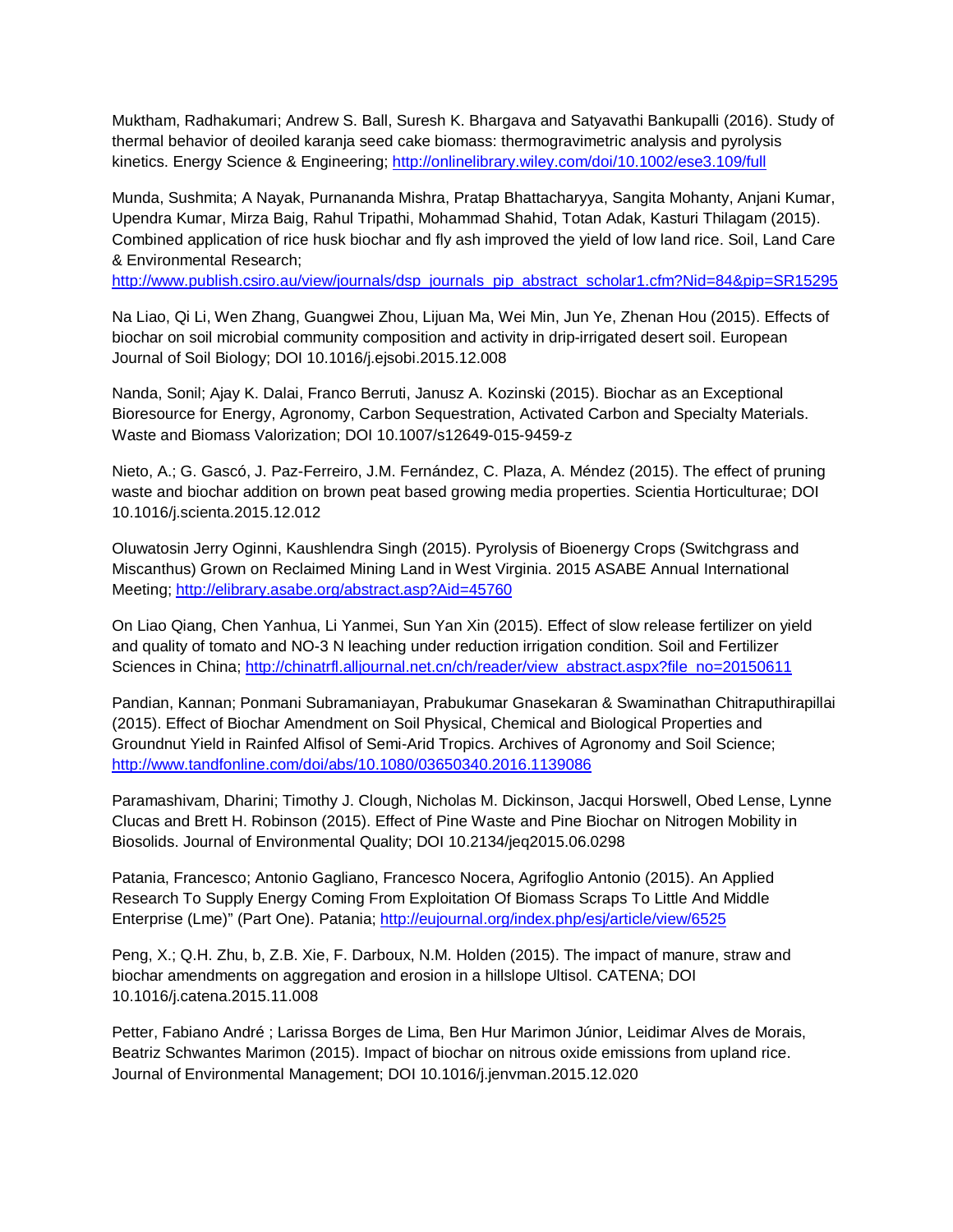Muktham, Radhakumari; Andrew S. Ball, Suresh K. Bhargava and Satyavathi Bankupalli (2016). Study of thermal behavior of deoiled karanja seed cake biomass: thermogravimetric analysis and pyrolysis kinetics. Energy Science & Engineering; http://onlinelibrary.wiley.com/doi/10.1002/ese3.109/full

Munda, Sushmita; A Nayak, Purnananda Mishra, Pratap Bhattacharyya, Sangita Mohanty, Anjani Kumar, Upendra Kumar, Mirza Baig, Rahul Tripathi, Mohammad Shahid, Totan Adak, Kasturi Thilagam (2015). Combined application of rice husk biochar and fly ash improved the yield of low land rice. Soil, Land Care & Environmental Research; http://www.publish.csiro.au/view/journals/dsp_journals_pip_abstract_scholar1.cfm?Nid=84&pip=SR15295

Na Liao, Qi Li, Wen Zhang, Guangwei Zhou, Lijuan Ma, Wei Min, Jun Ye, Zhenan Hou (2015). Effects of biochar on soil microbial community composition and activity in drip-irrigated desert soil. European Journal of Soil Biology; DOI 10.1016/j.ejsobi.2015.12.008

Nanda, Sonil; Ajay K. Dalai, Franco Berruti, Janusz A. Kozinski (2015). Biochar as an Exceptional Bioresource for Energy, Agronomy, Carbon Sequestration, Activated Carbon and Specialty Materials. Waste and Biomass Valorization; DOI 10.1007/s12649-015-9459-z

Nieto, A.; G. Gascó, J. Paz-Ferreiro, J.M. Fernández, C. Plaza, A. Méndez (2015). The effect of pruning waste and biochar addition on brown peat based growing media properties. Scientia Horticulturae; DOI 10.1016/j.scienta.2015.12.012

Oluwatosin Jerry Oginni, Kaushlendra Singh (2015). Pyrolysis of Bioenergy Crops (Switchgrass and Miscanthus) Grown on Reclaimed Mining Land in West Virginia. 2015 ASABE Annual International Meeting; http://elibrary.asabe.org/abstract.asp?Aid=45760

On Liao Qiang, Chen Yanhua, Li Yanmei, Sun Yan Xin (2015). Effect of slow release fertilizer on yield and quality of tomato and NO-3 N leaching under reduction irrigation condition. Soil and Fertilizer Sciences in China; http://chinatrfl.alljournal.net.cn/ch/reader/view_abstract.aspx?file_no=20150611

Pandian, Kannan; Ponmani Subramaniayan, Prabukumar Gnasekaran & Swaminathan Chitraputhirapillai (2015). Effect of Biochar Amendment on Soil Physical, Chemical and Biological Properties and Groundnut Yield in Rainfed Alfisol of Semi-Arid Tropics. Archives of Agronomy and Soil Science; http://www.tandfonline.com/doi/abs/10.1080/03650340.2016.1139086

Paramashivam, Dharini; Timothy J. Clough, Nicholas M. Dickinson, Jacqui Horswell, Obed Lense, Lynne Clucas and Brett H. Robinson (2015). Effect of Pine Waste and Pine Biochar on Nitrogen Mobility in Biosolids. Journal of Environmental Quality; DOI 10.2134/jeq2015.06.0298

Patania, Francesco; Antonio Gagliano, Francesco Nocera, Agrifoglio Antonio (2015). An Applied Research To Supply Energy Coming From Exploitation Of Biomass Scraps To Little And Middle Enterprise (Lme)" (Part One). Patania; http://eujournal.org/index.php/esj/article/view/6525

Peng, X.; Q.H. Zhu, b, Z.B. Xie, F. Darboux, N.M. Holden (2015). The impact of manure, straw and biochar amendments on aggregation and erosion in a hillslope Ultisol. CATENA; DOI 10.1016/j.catena.2015.11.008

Petter, Fabiano André ; Larissa Borges de Lima, Ben Hur Marimon Júnior, Leidimar Alves de Morais, Beatriz Schwantes Marimon (2015). Impact of biochar on nitrous oxide emissions from upland rice. Journal of Environmental Management; DOI 10.1016/j.jenvman.2015.12.020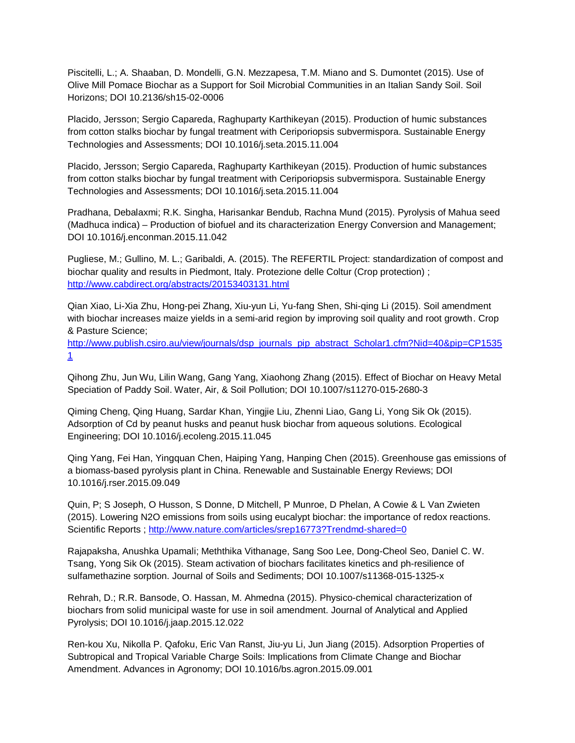Piscitelli, L.; A. Shaaban, D. Mondelli, G.N. Mezzapesa, T.M. Miano and S. Dumontet (2015). Use of Olive Mill Pomace Biochar as a Support for Soil Microbial Communities in an Italian Sandy Soil. Soil Horizons; DOI 10.2136/sh15-02-0006

Placido, Jersson; Sergio Capareda, Raghuparty Karthikeyan (2015). Production of humic substances from cotton stalks biochar by fungal treatment with Ceriporiopsis subvermispora. Sustainable Energy Technologies and Assessments; DOI 10.1016/j.seta.2015.11.004

Placido, Jersson; Sergio Capareda, Raghuparty Karthikeyan (2015). Production of humic substances from cotton stalks biochar by fungal treatment with Ceriporiopsis subvermispora. Sustainable Energy Technologies and Assessments; DOI 10.1016/j.seta.2015.11.004

Pradhana, Debalaxmi; R.K. Singha, Harisankar Bendub, Rachna Mund (2015). Pyrolysis of Mahua seed (Madhuca indica) – Production of biofuel and its characterization Energy Conversion and Management; DOI 10.1016/j.enconman.2015.11.042

Pugliese, M.; Gullino, M. L.; Garibaldi, A. (2015). The REFERTIL Project: standardization of compost and biochar quality and results in Piedmont, Italy. Protezione delle Coltur (Crop protection) ; http://www.cabdirect.org/abstracts/20153403131.html

Qian Xiao, Li-Xia Zhu, Hong-pei Zhang, Xiu-yun Li, Yu-fang Shen, Shi-qing Li (2015). Soil amendment with biochar increases maize yields in a semi-arid region by improving soil quality and root growth. Crop & Pasture Science; http://www.publish.csiro.au/view/journals/dsp_journals_pip_abstract_Scholar1.cfm?Nid=40&pip=CP15351

Qihong Zhu, Jun Wu, Lilin Wang, Gang Yang, Xiaohong Zhang (2015). Effect of Biochar on Heavy Metal Speciation of Paddy Soil. Water, Air, & Soil Pollution; DOI 10.1007/s11270-015-2680-3

Qiming Cheng, Qing Huang, Sardar Khan, Yingjie Liu, Zhenni Liao, Gang Li, Yong Sik Ok (2015). Adsorption of Cd by peanut husks and peanut husk biochar from aqueous solutions. Ecological Engineering; DOI 10.1016/j.ecoleng.2015.11.045

Qing Yang, Fei Han, Yingquan Chen, Haiping Yang, Hanping Chen (2015). Greenhouse gas emissions of a biomass-based pyrolysis plant in China. Renewable and Sustainable Energy Reviews; DOI 10.1016/j.rser.2015.09.049

Quin, P; S Joseph, O Husson, S Donne, D Mitchell, P Munroe, D Phelan, A Cowie & L Van Zwieten (2015). Lowering N2O emissions from soils using eucalypt biochar: the importance of redox reactions. Scientific Reports ; http://www.nature.com/articles/srep16773?Trendmd-shared=0

Rajapaksha, Anushka Upamali; Meththika Vithanage, Sang Soo Lee, Dong-Cheol Seo, Daniel C. W. Tsang, Yong Sik Ok (2015). Steam activation of biochars facilitates kinetics and ph-resilience of sulfamethazine sorption. Journal of Soils and Sediments; DOI 10.1007/s11368-015-1325-x

Rehrah, D.; R.R. Bansode, O. Hassan, M. Ahmedna (2015). Physico-chemical characterization of biochars from solid municipal waste for use in soil amendment. Journal of Analytical and Applied Pyrolysis; DOI 10.1016/j.jaap.2015.12.022

Ren-kou Xu, Nikolla P. Qafoku, Eric Van Ranst, Jiu-yu Li, Jun Jiang (2015). Adsorption Properties of Subtropical and Tropical Variable Charge Soils: Implications from Climate Change and Biochar Amendment. Advances in Agronomy; DOI 10.1016/bs.agron.2015.09.001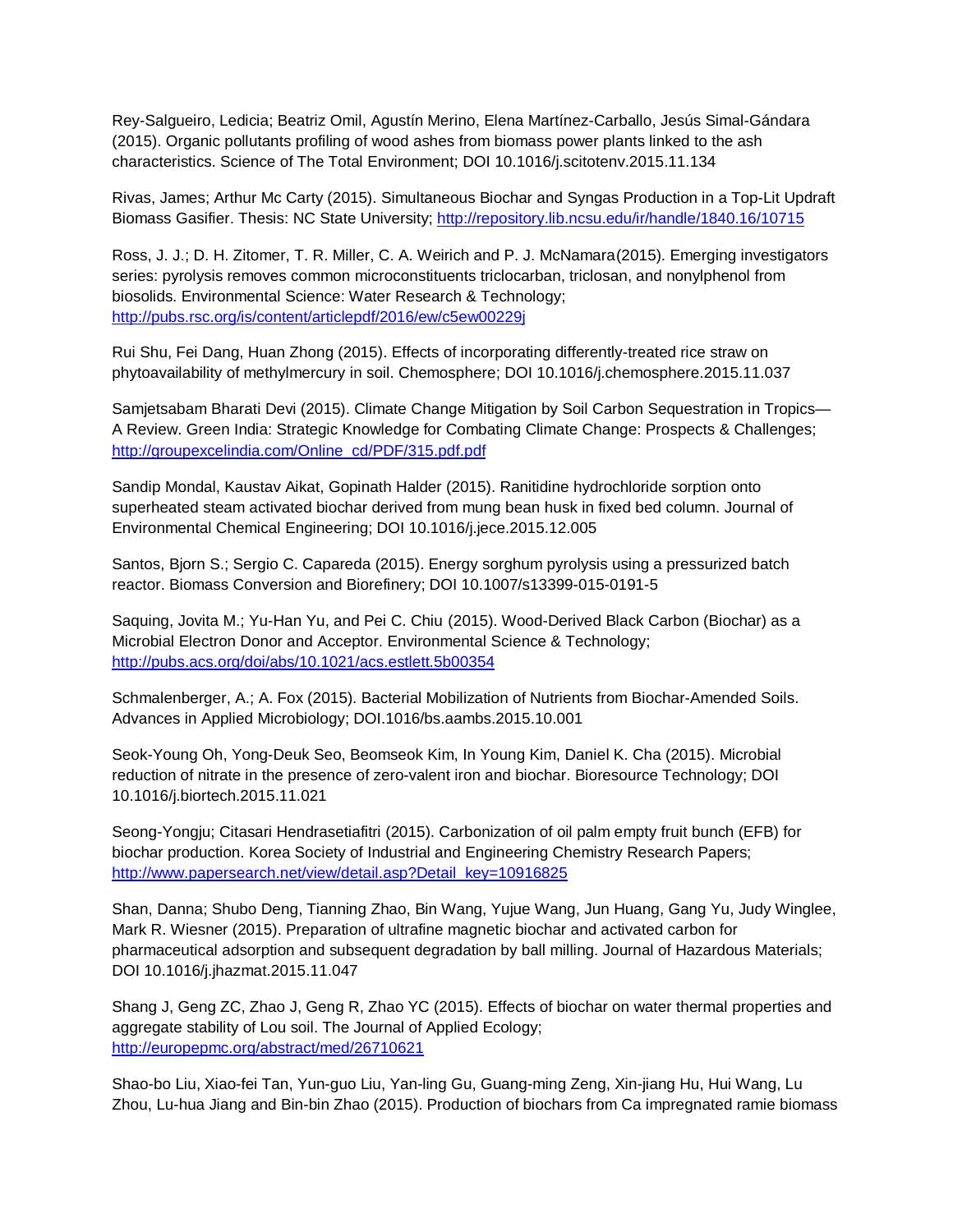Rey-Salgueiro, Ledicia; Beatriz Omil, Agustín Merino, Elena Martínez-Carballo, Jesús Simal-Gándara (2015). Organic pollutants profiling of wood ashes from biomass power plants linked to the ash characteristics. Science of The Total Environment; DOI 10.1016/j.scitotenv.2015.11.134

Rivas, James; Arthur Mc Carty (2015). Simultaneous Biochar and Syngas Production in a Top-Lit Updraft Biomass Gasifier. Thesis: NC State University; http://repository.lib.ncsu.edu/ir/handle/1840.16/10715

Ross, J. J.; D. H. Zitomer, T. R. Miller, C. A. Weirich and P. J. McNamara(2015). Emerging investigators series: pyrolysis removes common microconstituents triclocarban, triclosan, and nonylphenol from biosolids. Environmental Science: Water Research & Technology; http://pubs.rsc.org/is/content/articlepdf/2016/ew/c5ew00229j

Rui Shu, Fei Dang, Huan Zhong (2015). Effects of incorporating differently-treated rice straw on phytoavailability of methylmercury in soil. Chemosphere; DOI 10.1016/j.chemosphere.2015.11.037

Samjetsabam Bharati Devi (2015). Climate Change Mitigation by Soil Carbon Sequestration in Tropics—A Review. Green India: Strategic Knowledge for Combating Climate Change: Prospects & Challenges; http://groupexcelindia.com/Online_cd/PDF/315.pdf.pdf

Sandip Mondal, Kaustav Aikat, Gopinath Halder (2015). Ranitidine hydrochloride sorption onto superheated steam activated biochar derived from mung bean husk in fixed bed column. Journal of Environmental Chemical Engineering; DOI 10.1016/j.jece.2015.12.005

Santos, Bjorn S.; Sergio C. Capareda (2015). Energy sorghum pyrolysis using a pressurized batch reactor. Biomass Conversion and Biorefinery; DOI 10.1007/s13399-015-0191-5

Saquing, Jovita M.; Yu-Han Yu, and Pei C. Chiu (2015). Wood-Derived Black Carbon (Biochar) as a Microbial Electron Donor and Acceptor. Environmental Science & Technology; http://pubs.acs.org/doi/abs/10.1021/acs.estlett.5b00354

Schmalenberger, A.; A. Fox (2015). Bacterial Mobilization of Nutrients from Biochar-Amended Soils. Advances in Applied Microbiology; DOI.1016/bs.aambs.2015.10.001

Seok-Young Oh, Yong-Deuk Seo, Beomseok Kim, In Young Kim, Daniel K. Cha (2015). Microbial reduction of nitrate in the presence of zero-valent iron and biochar. Bioresource Technology; DOI 10.1016/j.biortech.2015.11.021

Seong-Yongju; Citasari Hendrasetiafitri (2015). Carbonization of oil palm empty fruit bunch (EFB) for biochar production. Korea Society of Industrial and Engineering Chemistry Research Papers; http://www.papersearch.net/view/detail.asp?Detail_key=10916825

Shan, Danna; Shubo Deng, Tianning Zhao, Bin Wang, Yujue Wang, Jun Huang, Gang Yu, Judy Winglee, Mark R. Wiesner (2015). Preparation of ultrafine magnetic biochar and activated carbon for pharmaceutical adsorption and subsequent degradation by ball milling. Journal of Hazardous Materials; DOI 10.1016/j.jhazmat.2015.11.047

Shang J, Geng ZC, Zhao J, Geng R, Zhao YC (2015). Effects of biochar on water thermal properties and aggregate stability of Lou soil. The Journal of Applied Ecology; http://europepmc.org/abstract/med/26710621

Shao-bo Liu, Xiao-fei Tan, Yun-guo Liu, Yan-ling Gu, Guang-ming Zeng, Xin-jiang Hu, Hui Wang, Lu Zhou, Lu-hua Jiang and Bin-bin Zhao (2015). Production of biochars from Ca impregnated ramie biomass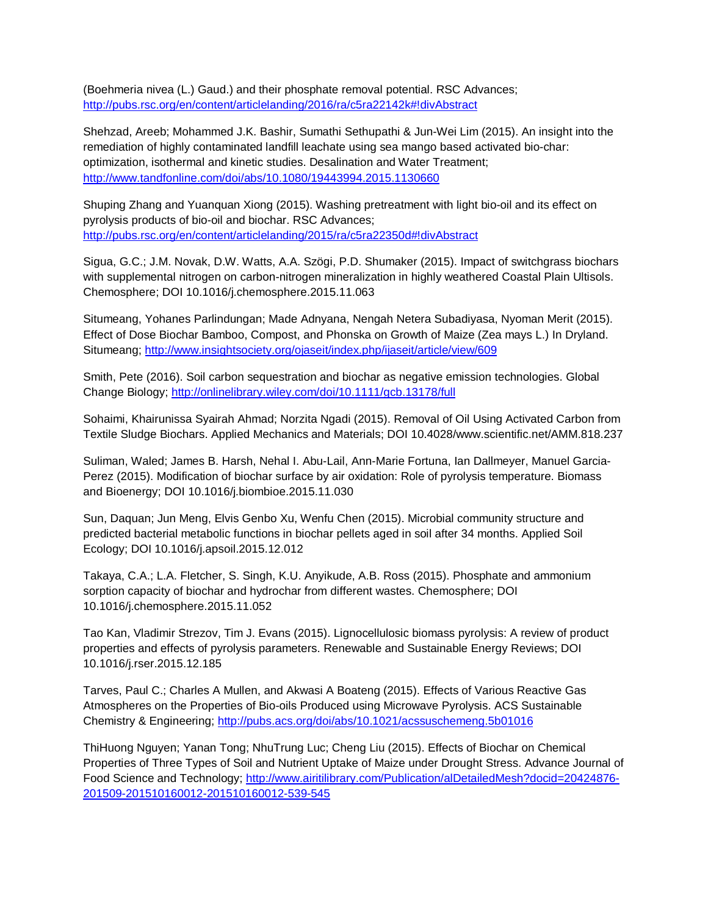(Boehmeria nivea (L.) Gaud.) and their phosphate removal potential. RSC Advances; http://pubs.rsc.org/en/content/articlelanding/2016/ra/c5ra22142k#!divAbstract

Shehzad, Areeb; Mohammed J.K. Bashir, Sumathi Sethupathi & Jun-Wei Lim (2015). An insight into the remediation of highly contaminated landfill leachate using sea mango based activated bio-char: optimization, isothermal and kinetic studies. Desalination and Water Treatment; http://www.tandfonline.com/doi/abs/10.1080/19443994.2015.1130660

Shuping Zhang and Yuanquan Xiong (2015). Washing pretreatment with light bio-oil and its effect on pyrolysis products of bio-oil and biochar. RSC Advances; http://pubs.rsc.org/en/content/articlelanding/2015/ra/c5ra22350d#!divAbstract

Sigua, G.C.; J.M. Novak, D.W. Watts, A.A. Szögi, P.D. Shumaker (2015). Impact of switchgrass biochars with supplemental nitrogen on carbon-nitrogen mineralization in highly weathered Coastal Plain Ultisols. Chemosphere; DOI 10.1016/j.chemosphere.2015.11.063

Situmeang, Yohanes Parlindungan; Made Adnyana, Nengah Netera Subadiyasa, Nyoman Merit (2015). Effect of Dose Biochar Bamboo, Compost, and Phonska on Growth of Maize (Zea mays L.) In Dryland. Situmeang; http://www.insightsociety.org/ojaseit/index.php/ijaseit/article/view/609

Smith, Pete (2016). Soil carbon sequestration and biochar as negative emission technologies. Global Change Biology; http://onlinelibrary.wiley.com/doi/10.1111/gcb.13178/full

Sohaimi, Khairunissa Syairah Ahmad; Norzita Ngadi (2015). Removal of Oil Using Activated Carbon from Textile Sludge Biochars. Applied Mechanics and Materials; DOI 10.4028/www.scientific.net/AMM.818.237

Suliman, Waled; James B. Harsh, Nehal I. Abu-Lail, Ann-Marie Fortuna, Ian Dallmeyer, Manuel Garcia-Perez (2015). Modification of biochar surface by air oxidation: Role of pyrolysis temperature. Biomass and Bioenergy; DOI 10.1016/j.biombioe.2015.11.030

Sun, Daquan; Jun Meng, Elvis Genbo Xu, Wenfu Chen (2015). Microbial community structure and predicted bacterial metabolic functions in biochar pellets aged in soil after 34 months. Applied Soil Ecology; DOI 10.1016/j.apsoil.2015.12.012

Takaya, C.A.; L.A. Fletcher, S. Singh, K.U. Anyikude, A.B. Ross (2015). Phosphate and ammonium sorption capacity of biochar and hydrochar from different wastes. Chemosphere; DOI 10.1016/j.chemosphere.2015.11.052

Tao Kan, Vladimir Strezov, Tim J. Evans (2015). Lignocellulosic biomass pyrolysis: A review of product properties and effects of pyrolysis parameters. Renewable and Sustainable Energy Reviews; DOI 10.1016/j.rser.2015.12.185

Tarves, Paul C.; Charles A Mullen, and Akwasi A Boateng (2015). Effects of Various Reactive Gas Atmospheres on the Properties of Bio-oils Produced using Microwave Pyrolysis. ACS Sustainable Chemistry & Engineering; http://pubs.acs.org/doi/abs/10.1021/acssuschemeng.5b01016

ThiHuong Nguyen; Yanan Tong; NhuTrung Luc; Cheng Liu (2015). Effects of Biochar on Chemical Properties of Three Types of Soil and Nutrient Uptake of Maize under Drought Stress. Advance Journal of Food Science and Technology; http://www.airitilibrary.com/Publication/alDetailedMesh?docid=20424876-201509-201510160012-201510160012-539-545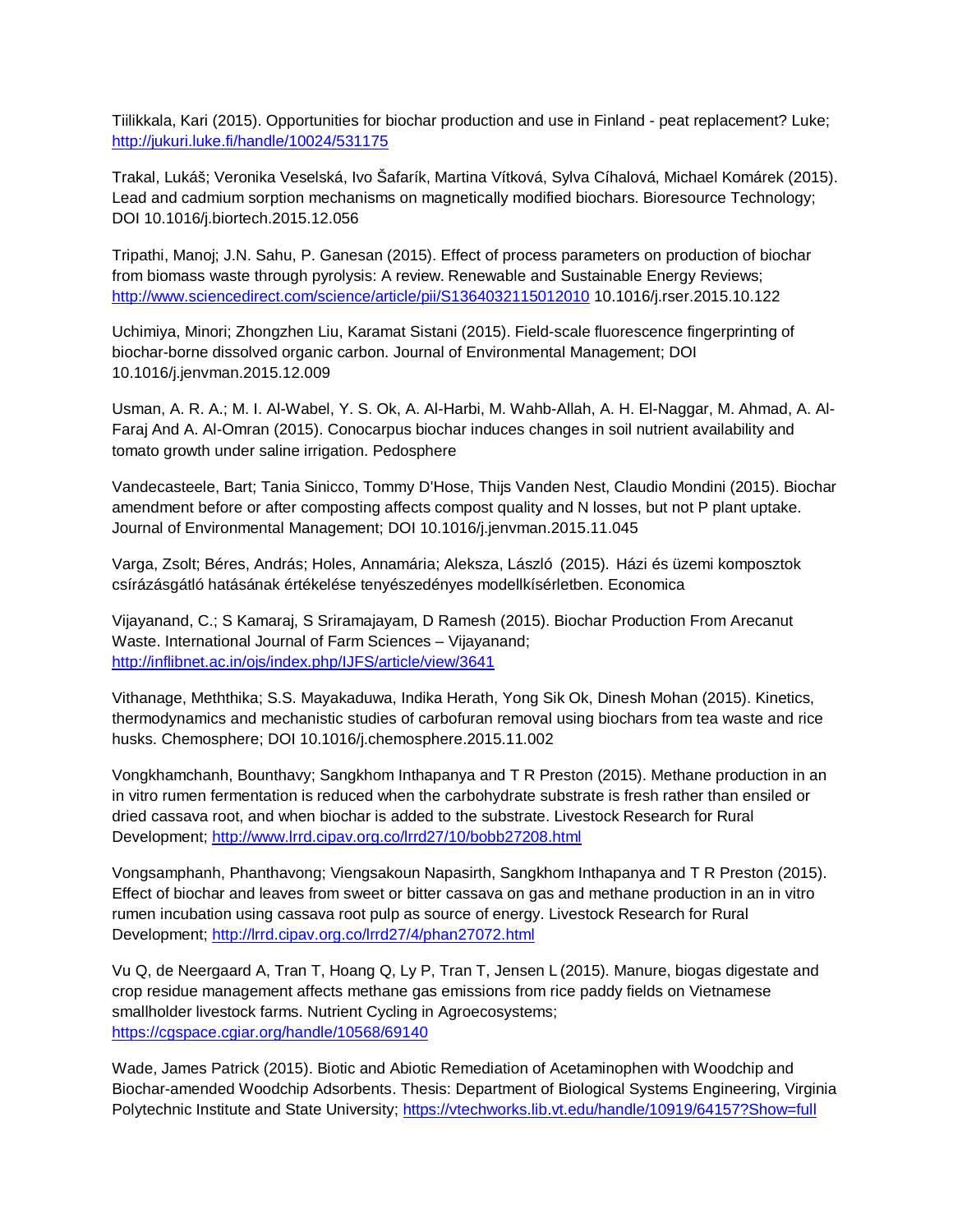Tiilikkala, Kari (2015). Opportunities for biochar production and use in Finland - peat replacement? Luke; http://jukuri.luke.fi/handle/10024/531175

Trakal, Lukáš; Veronika Veselská, Ivo Šafarík, Martina Vítková, Sylva Cíhalová, Michael Komárek (2015). Lead and cadmium sorption mechanisms on magnetically modified biochars. Bioresource Technology; DOI 10.1016/j.biortech.2015.12.056

Tripathi, Manoj; J.N. Sahu, P. Ganesan (2015). Effect of process parameters on production of biochar from biomass waste through pyrolysis: A review. Renewable and Sustainable Energy Reviews; http://www.sciencedirect.com/science/article/pii/S1364032115012010 10.1016/j.rser.2015.10.122

Uchimiya, Minori; Zhongzhen Liu, Karamat Sistani (2015). Field-scale fluorescence fingerprinting of biochar-borne dissolved organic carbon. Journal of Environmental Management; DOI 10.1016/j.jenvman.2015.12.009

Usman, A. R. A.; M. I. Al-Wabel, Y. S. Ok, A. Al-Harbi, M. Wahb-Allah, A. H. El-Naggar, M. Ahmad, A. Al-Faraj And A. Al-Omran (2015). Conocarpus biochar induces changes in soil nutrient availability and tomato growth under saline irrigation. Pedosphere

Vandecasteele, Bart; Tania Sinicco, Tommy D'Hose, Thijs Vanden Nest, Claudio Mondini (2015). Biochar amendment before or after composting affects compost quality and N losses, but not P plant uptake. Journal of Environmental Management; DOI 10.1016/j.jenvman.2015.11.045

Varga, Zsolt; Béres, András; Holes, Annamária; Aleksza, László (2015). Házi és üzemi komposztok csírázásgátló hatásának értékelése tenyészedényes modellkísérletben. Economica

Vijayanand, C.; S Kamaraj, S Sriramajayam, D Ramesh (2015). Biochar Production From Arecanut Waste. International Journal of Farm Sciences – Vijayanand; http://inflibnet.ac.in/ojs/index.php/IJFS/article/view/3641

Vithanage, Meththika; S.S. Mayakaduwa, Indika Herath, Yong Sik Ok, Dinesh Mohan (2015). Kinetics, thermodynamics and mechanistic studies of carbofuran removal using biochars from tea waste and rice husks. Chemosphere; DOI 10.1016/j.chemosphere.2015.11.002

Vongkhamchanh, Bounthavy; Sangkhom Inthapanya and T R Preston (2015). Methane production in an in vitro rumen fermentation is reduced when the carbohydrate substrate is fresh rather than ensiled or dried cassava root, and when biochar is added to the substrate. Livestock Research for Rural Development; http://www.lrrd.cipav.org.co/lrrd27/10/bobb27208.html

Vongsamphanh, Phanthavong; Viengsakoun Napasirth, Sangkhom Inthapanya and T R Preston (2015). Effect of biochar and leaves from sweet or bitter cassava on gas and methane production in an in vitro rumen incubation using cassava root pulp as source of energy. Livestock Research for Rural Development; http://lrrd.cipav.org.co/lrrd27/4/phan27072.html

Vu Q, de Neergaard A, Tran T, Hoang Q, Ly P, Tran T, Jensen L (2015). Manure, biogas digestate and crop residue management affects methane gas emissions from rice paddy fields on Vietnamese smallholder livestock farms. Nutrient Cycling in Agroecosystems; https://cgspace.cgiar.org/handle/10568/69140

Wade, James Patrick (2015). Biotic and Abiotic Remediation of Acetaminophen with Woodchip and Biochar-amended Woodchip Adsorbents. Thesis: Department of Biological Systems Engineering, Virginia Polytechnic Institute and State University; https://vtechworks.lib.vt.edu/handle/10919/64157?Show=full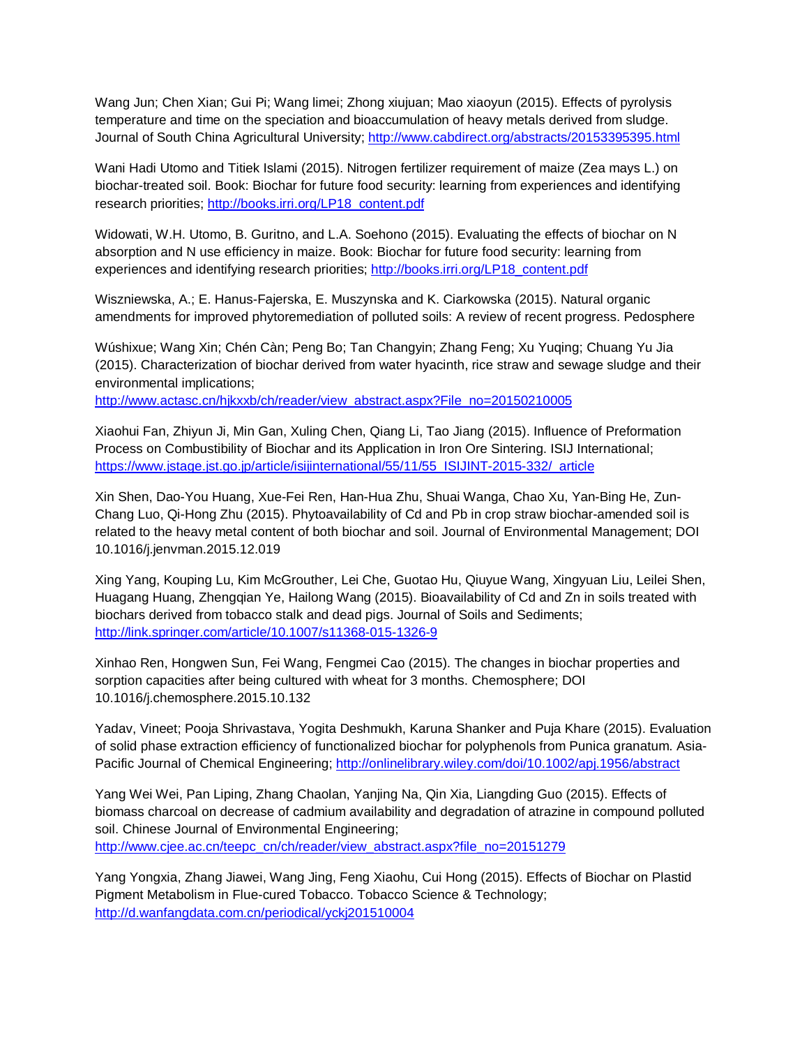Wang Jun; Chen Xian; Gui Pi; Wang limei; Zhong xiujuan; Mao xiaoyun (2015). Effects of pyrolysis temperature and time on the speciation and bioaccumulation of heavy metals derived from sludge. Journal of South China Agricultural University; http://www.cabdirect.org/abstracts/20153395395.html

Wani Hadi Utomo and Titiek Islami (2015). Nitrogen fertilizer requirement of maize (Zea mays L.) on biochar-treated soil. Book: Biochar for future food security: learning from experiences and identifying research priorities; http://books.irri.org/LP18_content.pdf

Widowati, W.H. Utomo, B. Guritno, and L.A. Soehono (2015). Evaluating the effects of biochar on N absorption and N use efficiency in maize. Book: Biochar for future food security: learning from experiences and identifying research priorities; http://books.irri.org/LP18_content.pdf

Wiszniewska, A.; E. Hanus-Fajerska, E. Muszynska and K. Ciarkowska (2015). Natural organic amendments for improved phytoremediation of polluted soils: A review of recent progress. Pedosphere

Wúshixue; Wang Xin; Chén Càn; Peng Bo; Tan Changyin; Zhang Feng; Xu Yuqing; Chuang Yu Jia (2015). Characterization of biochar derived from water hyacinth, rice straw and sewage sludge and their environmental implications; http://www.actasc.cn/hjkxxb/ch/reader/view_abstract.aspx?File_no=20150210005

Xiaohui Fan, Zhiyun Ji, Min Gan, Xuling Chen, Qiang Li, Tao Jiang (2015). Influence of Preformation Process on Combustibility of Biochar and its Application in Iron Ore Sintering. ISIJ International; https://www.jstage.jst.go.jp/article/isijinternational/55/11/55_ISIJINT-2015-332/_article

Xin Shen, Dao-You Huang, Xue-Fei Ren, Han-Hua Zhu, Shuai Wanga, Chao Xu, Yan-Bing He, Zun-Chang Luo, Qi-Hong Zhu (2015). Phytoavailability of Cd and Pb in crop straw biochar-amended soil is related to the heavy metal content of both biochar and soil. Journal of Environmental Management; DOI 10.1016/j.jenvman.2015.12.019

Xing Yang, Kouping Lu, Kim McGrouther, Lei Che, Guotao Hu, Qiuyue Wang, Xingyuan Liu, Leilei Shen, Huagang Huang, Zhengqian Ye, Hailong Wang (2015). Bioavailability of Cd and Zn in soils treated with biochars derived from tobacco stalk and dead pigs. Journal of Soils and Sediments; http://link.springer.com/article/10.1007/s11368-015-1326-9

Xinhao Ren, Hongwen Sun, Fei Wang, Fengmei Cao (2015). The changes in biochar properties and sorption capacities after being cultured with wheat for 3 months. Chemosphere; DOI 10.1016/j.chemosphere.2015.10.132

Yadav, Vineet; Pooja Shrivastava, Yogita Deshmukh, Karuna Shanker and Puja Khare (2015). Evaluation of solid phase extraction efficiency of functionalized biochar for polyphenols from Punica granatum. Asia-Pacific Journal of Chemical Engineering; http://onlinelibrary.wiley.com/doi/10.1002/apj.1956/abstract

Yang Wei Wei, Pan Liping, Zhang Chaolan, Yanjing Na, Qin Xia, Liangding Guo (2015). Effects of biomass charcoal on decrease of cadmium availability and degradation of atrazine in compound polluted soil. Chinese Journal of Environmental Engineering; http://www.cjee.ac.cn/teepc_cn/ch/reader/view_abstract.aspx?file_no=20151279

Yang Yongxia, Zhang Jiawei, Wang Jing, Feng Xiaohu, Cui Hong (2015). Effects of Biochar on Plastid Pigment Metabolism in Flue-cured Tobacco. Tobacco Science & Technology; http://d.wanfangdata.com.cn/periodical/yckj201510004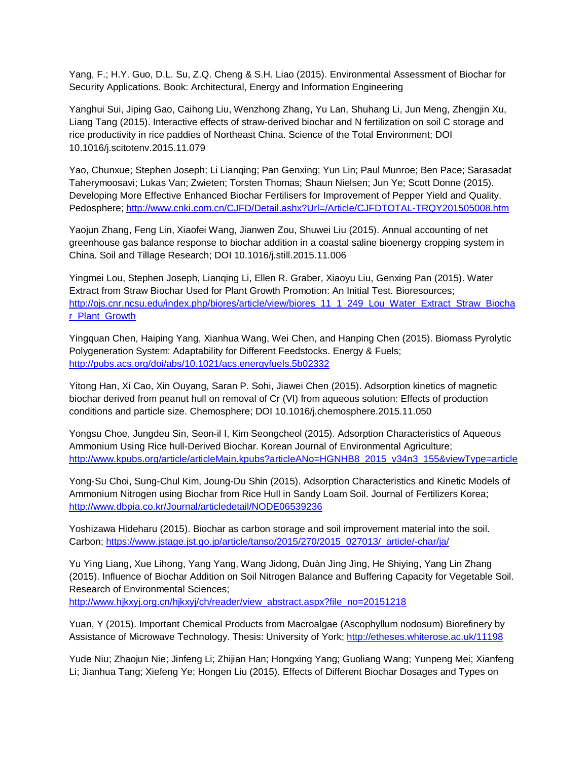Yang, F.; H.Y. Guo, D.L. Su, Z.Q. Cheng & S.H. Liao (2015). Environmental Assessment of Biochar for Security Applications. Book: Architectural, Energy and Information Engineering

Yanghui Sui, Jiping Gao, Caihong Liu, Wenzhong Zhang, Yu Lan, Shuhang Li, Jun Meng, Zhengjin Xu, Liang Tang (2015). Interactive effects of straw-derived biochar and N fertilization on soil C storage and rice productivity in rice paddies of Northeast China. Science of the Total Environment; DOI 10.1016/j.scitotenv.2015.11.079

Yao, Chunxue; Stephen Joseph; Li Lianqing; Pan Genxing; Yun Lin; Paul Munroe; Ben Pace; Sarasadat Taherymoosavi; Lukas Van; Zwieten; Torsten Thomas; Shaun Nielsen; Jun Ye; Scott Donne (2015). Developing More Effective Enhanced Biochar Fertilisers for Improvement of Pepper Yield and Quality. Pedosphere; http://www.cnki.com.cn/CJFD/Detail.ashx?Url=/Article/CJFDTOTAL-TRQY201505008.htm

Yaojun Zhang, Feng Lin, Xiaofei Wang, Jianwen Zou, Shuwei Liu (2015). Annual accounting of net greenhouse gas balance response to biochar addition in a coastal saline bioenergy cropping system in China. Soil and Tillage Research; DOI 10.1016/j.still.2015.11.006

Yingmei Lou, Stephen Joseph, Lianqing Li, Ellen R. Graber, Xiaoyu Liu, Genxing Pan (2015). Water Extract from Straw Biochar Used for Plant Growth Promotion: An Initial Test. Bioresources; http://ojs.cnr.ncsu.edu/index.php/biores/article/view/biores_11_1_249_Lou_Water_Extract_Straw_Biochar_Plant_Growth

Yingquan Chen, Haiping Yang, Xianhua Wang, Wei Chen, and Hanping Chen (2015). Biomass Pyrolytic Polygeneration System: Adaptability for Different Feedstocks. Energy & Fuels; http://pubs.acs.org/doi/abs/10.1021/acs.energyfuels.5b02332

Yitong Han, Xi Cao, Xin Ouyang, Saran P. Sohi, Jiawei Chen (2015). Adsorption kinetics of magnetic biochar derived from peanut hull on removal of Cr (VI) from aqueous solution: Effects of production conditions and particle size. Chemosphere; DOI 10.1016/j.chemosphere.2015.11.050

Yongsu Choe, Jungdeu Sin, Seon-il I, Kim Seongcheol (2015). Adsorption Characteristics of Aqueous Ammonium Using Rice hull-Derived Biochar. Korean Journal of Environmental Agriculture; http://www.kpubs.org/article/articleMain.kpubs?articleANo=HGNHB8_2015_v34n3_155&viewType=article

Yong-Su Choi, Sung-Chul Kim, Joung-Du Shin (2015). Adsorption Characteristics and Kinetic Models of Ammonium Nitrogen using Biochar from Rice Hull in Sandy Loam Soil. Journal of Fertilizers Korea; http://www.dbpia.co.kr/Journal/articledetail/NODE06539236

Yoshizawa Hideharu (2015). Biochar as carbon storage and soil improvement material into the soil. Carbon; https://www.jstage.jst.go.jp/article/tanso/2015/270/2015_027013/_article/-char/ja/

Yu Ying Liang, Xue Lihong, Yang Yang, Wang Jidong, Duàn Jìng Jìng, He Shiying, Yang Lin Zhang (2015). Influence of Biochar Addition on Soil Nitrogen Balance and Buffering Capacity for Vegetable Soil. Research of Environmental Sciences; http://www.hjkxyj.org.cn/hjkxyj/ch/reader/view_abstract.aspx?file_no=20151218

Yuan, Y (2015). Important Chemical Products from Macroalgae (Ascophyllum nodosum) Biorefinery by Assistance of Microwave Technology. Thesis: University of York; http://etheses.whiterose.ac.uk/11198

Yude Niu; Zhaojun Nie; Jinfeng Li; Zhijian Han; Hongxing Yang; Guoliang Wang; Yunpeng Mei; Xianfeng Li; Jianhua Tang; Xiefeng Ye; Hongen Liu (2015). Effects of Different Biochar Dosages and Types on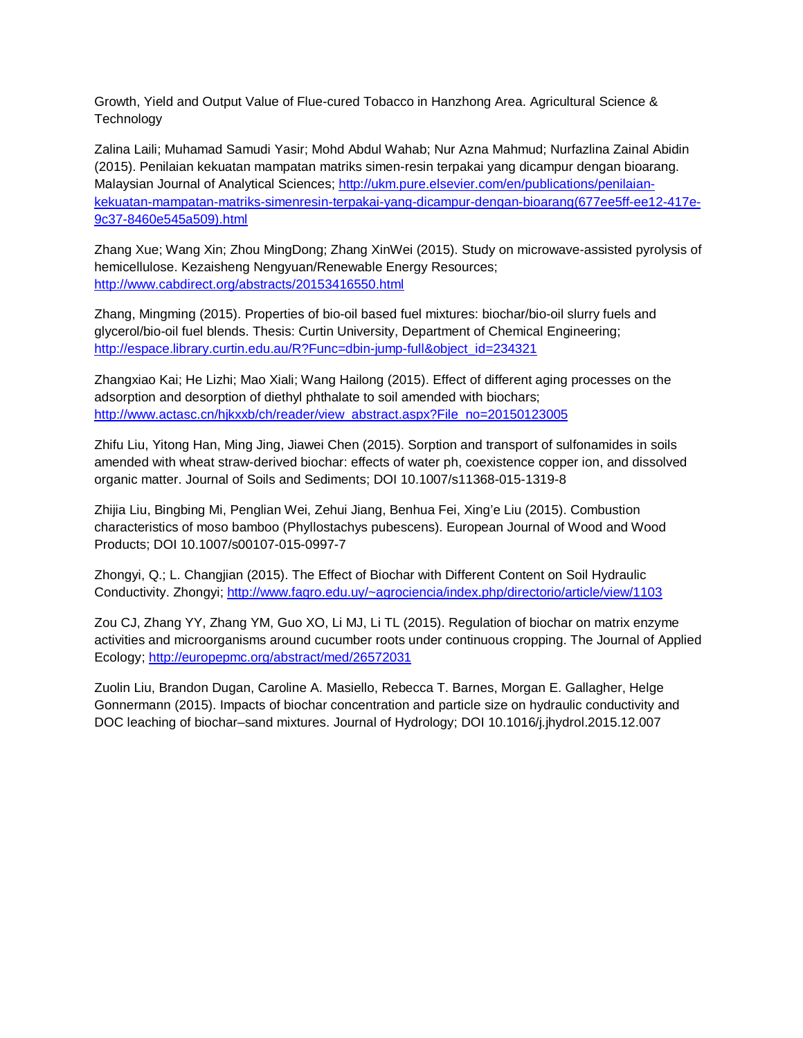Growth, Yield and Output Value of Flue-cured Tobacco in Hanzhong Area. Agricultural Science & Technology

Zalina Laili; Muhamad Samudi Yasir; Mohd Abdul Wahab; Nur Azna Mahmud; Nurfazlina Zainal Abidin (2015). Penilaian kekuatan mampatan matriks simen-resin terpakai yang dicampur dengan bioarang. Malaysian Journal of Analytical Sciences; http://ukm.pure.elsevier.com/en/publications/penilaian-kekuatan-mampatan-matriks-simenresin-terpakai-yang-dicampur-dengan-bioarang(677ee5ff-ee12-417e-9c37-8460e545a509).html

Zhang Xue; Wang Xin; Zhou MingDong; Zhang XinWei (2015). Study on microwave-assisted pyrolysis of hemicellulose. Kezaisheng Nengyuan/Renewable Energy Resources; http://www.cabdirect.org/abstracts/20153416550.html

Zhang, Mingming (2015). Properties of bio-oil based fuel mixtures: biochar/bio-oil slurry fuels and glycerol/bio-oil fuel blends. Thesis: Curtin University, Department of Chemical Engineering; http://espace.library.curtin.edu.au/R?Func=dbin-jump-full&object_id=234321

Zhangxiao Kai; He Lizhi; Mao Xiali; Wang Hailong (2015). Effect of different aging processes on the adsorption and desorption of diethyl phthalate to soil amended with biochars; http://www.actasc.cn/hjkxxb/ch/reader/view_abstract.aspx?File_no=20150123005

Zhifu Liu, Yitong Han, Ming Jing, Jiawei Chen (2015). Sorption and transport of sulfonamides in soils amended with wheat straw-derived biochar: effects of water ph, coexistence copper ion, and dissolved organic matter. Journal of Soils and Sediments; DOI 10.1007/s11368-015-1319-8

Zhijia Liu, Bingbing Mi, Penglian Wei, Zehui Jiang, Benhua Fei, Xing'e Liu (2015). Combustion characteristics of moso bamboo (Phyllostachys pubescens). European Journal of Wood and Wood Products; DOI 10.1007/s00107-015-0997-7

Zhongyi, Q.; L. Changjian (2015). The Effect of Biochar with Different Content on Soil Hydraulic Conductivity. Zhongyi; http://www.fagro.edu.uy/~agrociencia/index.php/directorio/article/view/1103

Zou CJ, Zhang YY, Zhang YM, Guo XO, Li MJ, Li TL (2015). Regulation of biochar on matrix enzyme activities and microorganisms around cucumber roots under continuous cropping. The Journal of Applied Ecology; http://europepmc.org/abstract/med/26572031

Zuolin Liu, Brandon Dugan, Caroline A. Masiello, Rebecca T. Barnes, Morgan E. Gallagher, Helge Gonnermann (2015). Impacts of biochar concentration and particle size on hydraulic conductivity and DOC leaching of biochar–sand mixtures. Journal of Hydrology; DOI 10.1016/j.jhydrol.2015.12.007